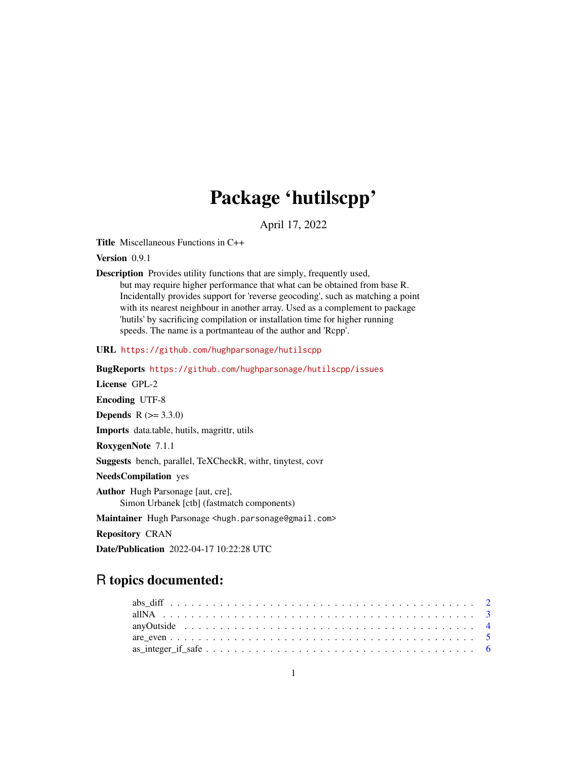# Package 'hutilscpp'

April 17, 2022

**Title** Miscellaneous Functions in C++

**Version** 0.9.1

**Description** Provides utility functions that are simply, frequently used, but may require higher performance that what can be obtained from base R. Incidentally provides support for 'reverse geocoding', such as matching a point with its nearest neighbour in another array. Used as a complement to package 'hutils' by sacrificing compilation or installation time for higher running speeds. The name is a portmanteau of the author and 'Rcpp'.

**URL** https://github.com/hughparsonage/hutilscpp

**BugReports** https://github.com/hughparsonage/hutilscpp/issues

**License** GPL-2

**Encoding** UTF-8

**Depends** R (>= 3.3.0)

**Imports** data.table, hutils, magrittr, utils

**RoxygenNote** 7.1.1

**Suggests** bench, parallel, TeXCheckR, withr, tinytest, covr

**NeedsCompilation** yes

**Author** Hugh Parsonage [aut, cre],
Simon Urbanek [ctb] (fastmatch components)

**Maintainer** Hugh Parsonage <hugh.parsonage@gmail.com>

**Repository** CRAN

**Date/Publication** 2022-04-17 10:22:28 UTC

## R topics documented:

abs_diff . . . . . . . . . . . . . . . . . . . . . . . . . . . . . . . . . . . . . . . . . 2
allNA . . . . . . . . . . . . . . . . . . . . . . . . . . . . . . . . . . . . . . . . . . 3
anyOutside . . . . . . . . . . . . . . . . . . . . . . . . . . . . . . . . . . . . . . . 4
are_even . . . . . . . . . . . . . . . . . . . . . . . . . . . . . . . . . . . . . . . . . 5
as_integer_if_safe . . . . . . . . . . . . . . . . . . . . . . . . . . . . . . . . . . . 6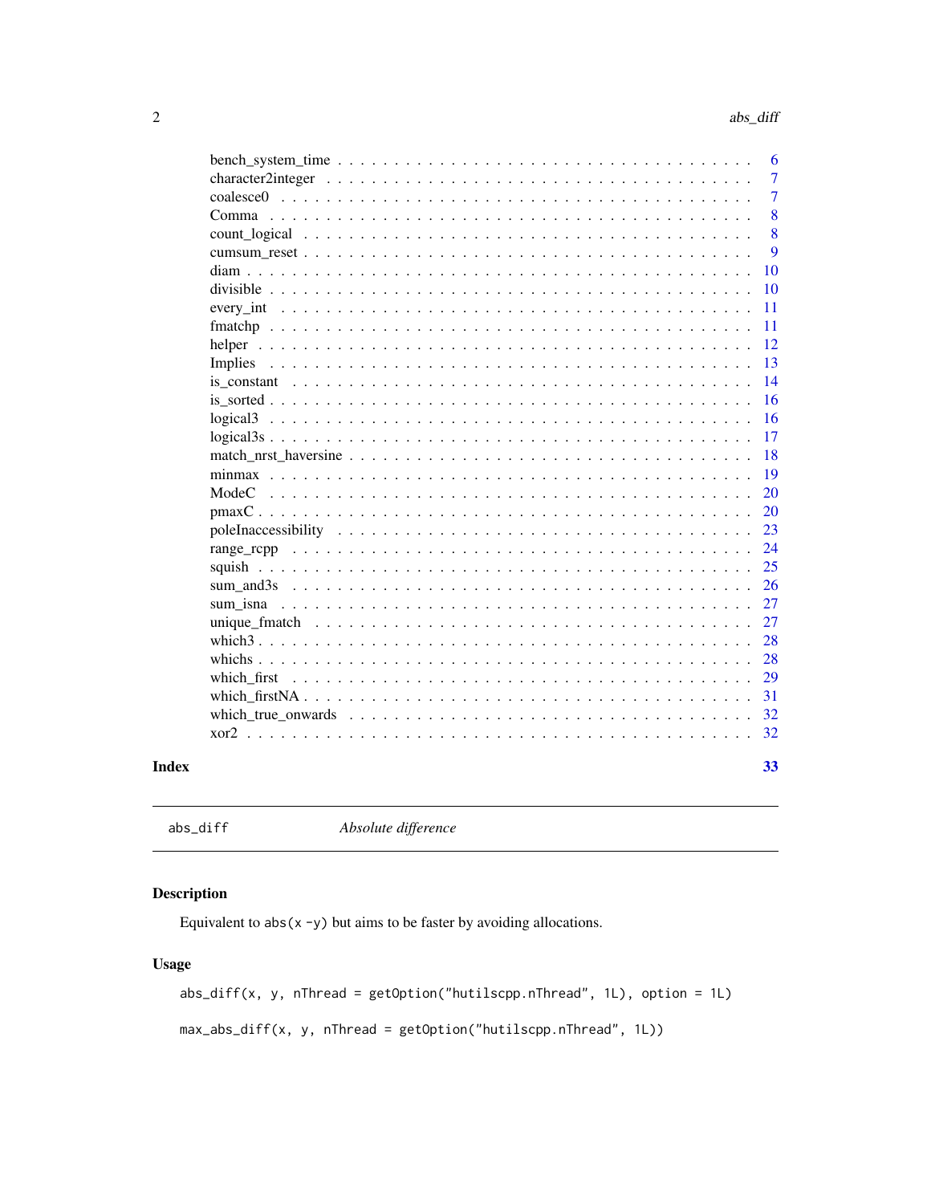bench_system_time . . . . . . . . . . . . . . . . . . . . . . . . . . . . . . . . . . . 6
character2integer . . . . . . . . . . . . . . . . . . . . . . . . . . . . . . . . . . . 7
coalesce0 . . . . . . . . . . . . . . . . . . . . . . . . . . . . . . . . . . . 7
Comma . . . . . . . . . . . . . . . . . . . . . . . . . . . . . . . . . . . 8
count_logical . . . . . . . . . . . . . . . . . . . . . . . . . . . . . . . . . . . 8
cumsum_reset . . . . . . . . . . . . . . . . . . . . . . . . . . . . . . . . . . . 9
diam . . . . . . . . . . . . . . . . . . . . . . . . . . . . . . . . . . . 10
divisible . . . . . . . . . . . . . . . . . . . . . . . . . . . . . . . . . . . 10
every_int . . . . . . . . . . . . . . . . . . . . . . . . . . . . . . . . . . . 11
fmatchp . . . . . . . . . . . . . . . . . . . . . . . . . . . . . . . . . . . 11
helper . . . . . . . . . . . . . . . . . . . . . . . . . . . . . . . . . . . 12
Implies . . . . . . . . . . . . . . . . . . . . . . . . . . . . . . . . . . . 13
is_constant . . . . . . . . . . . . . . . . . . . . . . . . . . . . . . . . . . . 14
is_sorted . . . . . . . . . . . . . . . . . . . . . . . . . . . . . . . . . . . 16
logical3 . . . . . . . . . . . . . . . . . . . . . . . . . . . . . . . . . . . 16
logical3s . . . . . . . . . . . . . . . . . . . . . . . . . . . . . . . . . . . 17
match_nrst_haversine . . . . . . . . . . . . . . . . . . . . . . . . . . . . . . . . . . . 18
minmax . . . . . . . . . . . . . . . . . . . . . . . . . . . . . . . . . . . 19
ModeC . . . . . . . . . . . . . . . . . . . . . . . . . . . . . . . . . . . 20
pmaxC . . . . . . . . . . . . . . . . . . . . . . . . . . . . . . . . . . . 20
poleInaccessibility . . . . . . . . . . . . . . . . . . . . . . . . . . . . . . . . . . . 23
range_rcpp . . . . . . . . . . . . . . . . . . . . . . . . . . . . . . . . . . . 24
squish . . . . . . . . . . . . . . . . . . . . . . . . . . . . . . . . . . . 25
sum_and3s . . . . . . . . . . . . . . . . . . . . . . . . . . . . . . . . . . . 26
sum_isna . . . . . . . . . . . . . . . . . . . . . . . . . . . . . . . . . . . 27
unique_fmatch . . . . . . . . . . . . . . . . . . . . . . . . . . . . . . . . . . . 27
which3 . . . . . . . . . . . . . . . . . . . . . . . . . . . . . . . . . . . 28
whichs . . . . . . . . . . . . . . . . . . . . . . . . . . . . . . . . . . . 28
which_first . . . . . . . . . . . . . . . . . . . . . . . . . . . . . . . . . . . 29
which_firstNA . . . . . . . . . . . . . . . . . . . . . . . . . . . . . . . . . . . 31
which_true_onwards . . . . . . . . . . . . . . . . . . . . . . . . . . . . . . . . . . . 32
xor2 . . . . . . . . . . . . . . . . . . . . . . . . . . . . . . . . . . . 32

**Index** **33**

---

`abs_diff` *Absolute difference*

---

## Description

Equivalent to `abs(x -y)` but aims to be faster by avoiding allocations.

## Usage

```
abs_diff(x, y, nThread = getOption("hutilscpp.nThread", 1L), option = 1L)

max_abs_diff(x, y, nThread = getOption("hutilscpp.nThread", 1L))
```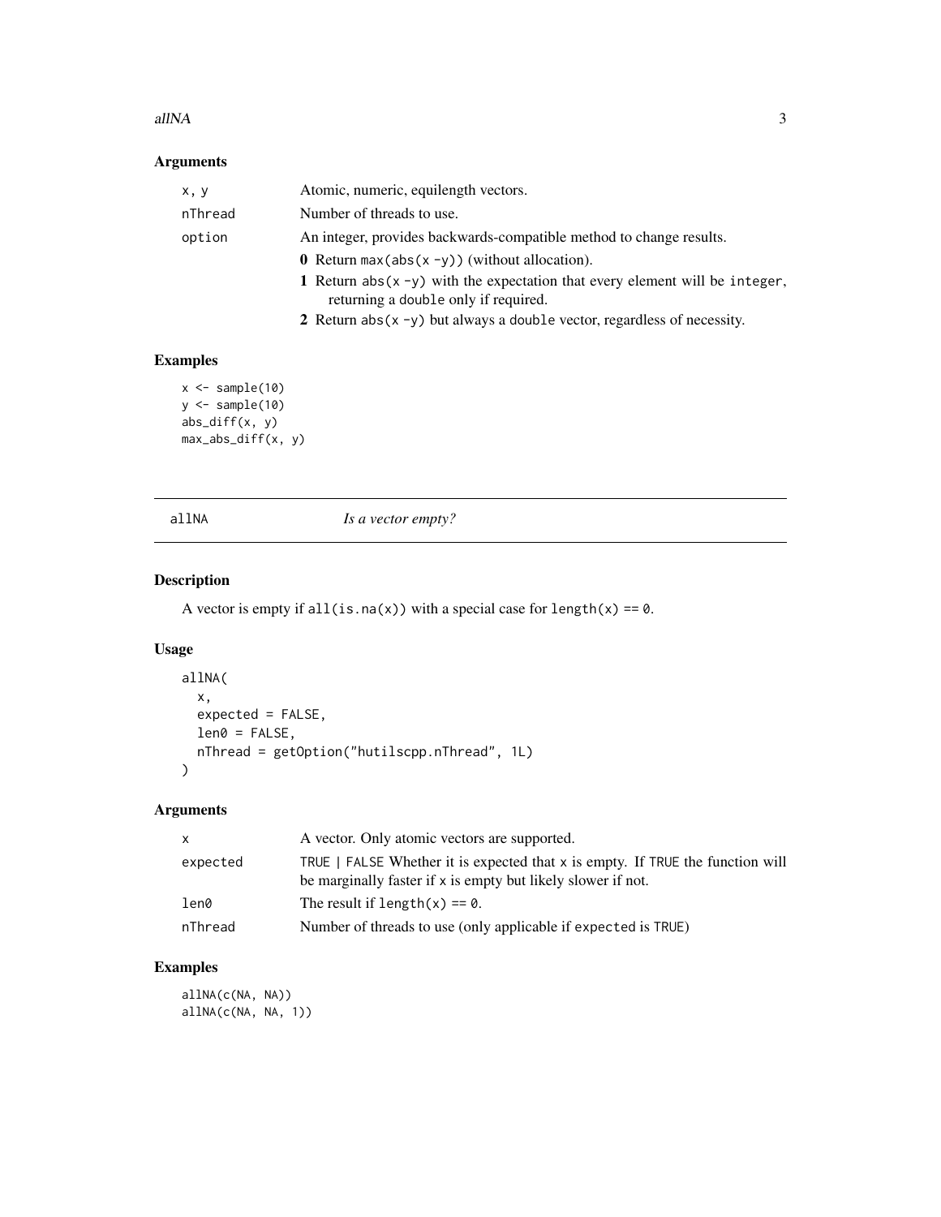### Arguments

| | |
|---|---|
| x, y | Atomic, numeric, equilength vectors. |
| nThread | Number of threads to use. |
| option | An integer, provides backwards-compatible method to change results.<br>**0** Return `max(abs(x -y))` (without allocation).<br>**1** Return `abs(x -y)` with the expectation that every element will be `integer`, returning a `double` only if required.<br>**2** Return `abs(x -y)` but always a `double` vector, regardless of necessity. |

### Examples

```
x <- sample(10)
y <- sample(10)
abs_diff(x, y)
max_abs_diff(x, y)
```

---

## allNA — *Is a vector empty?*

### Description

A vector is empty if `all(is.na(x))` with a special case for `length(x) == 0`.

### Usage

```
allNA(
  x,
  expected = FALSE,
  len0 = FALSE,
  nThread = getOption("hutilscpp.nThread", 1L)
)
```

### Arguments

| | |
|---|---|
| x | A vector. Only atomic vectors are supported. |
| expected | `TRUE | FALSE` Whether it is expected that `x` is empty. If `TRUE` the function will be marginally faster if `x` is empty but likely slower if not. |
| len0 | The result if `length(x) == 0`. |
| nThread | Number of threads to use (only applicable if `expected` is `TRUE`) |

### Examples

```
allNA(c(NA, NA))
allNA(c(NA, NA, 1))
```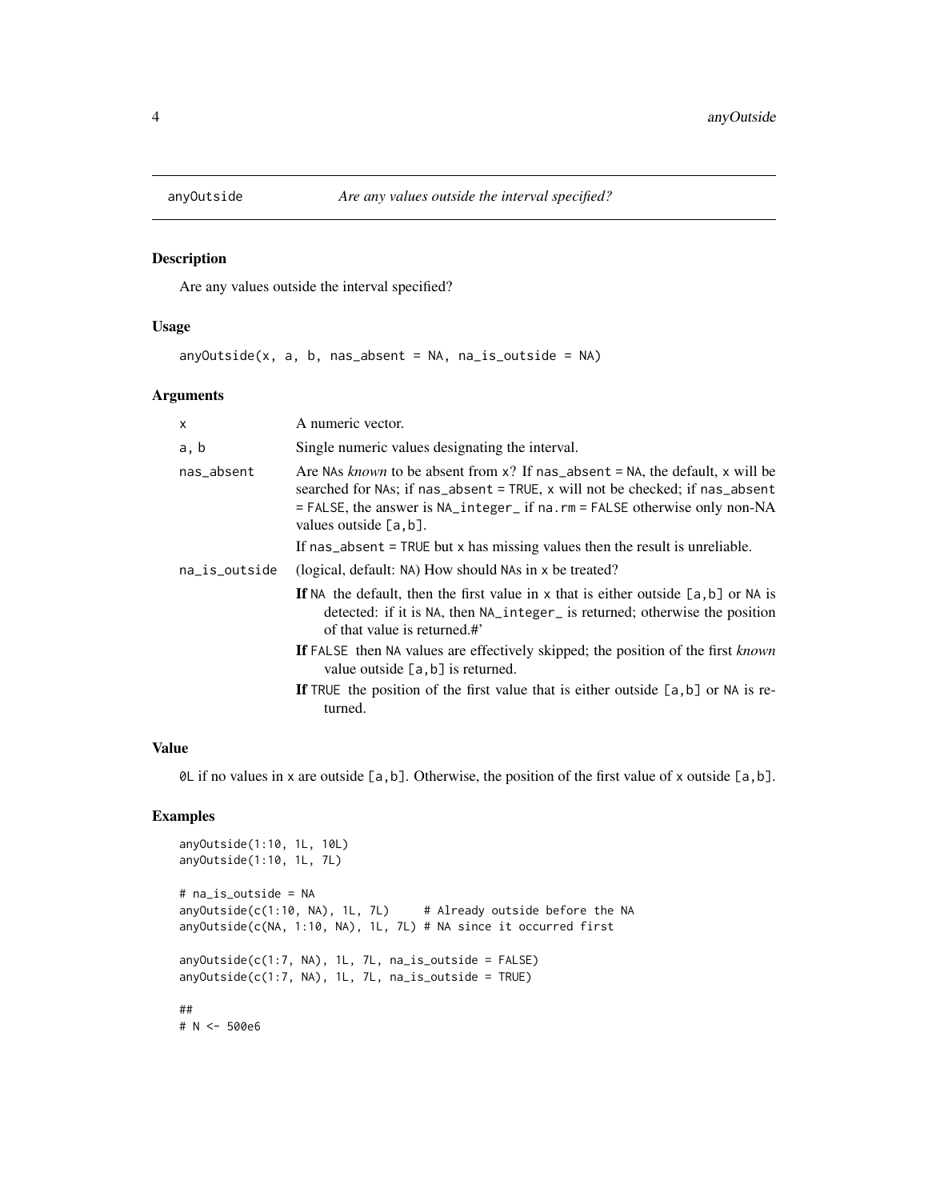# anyOutside

*Are any values outside the interval specified?*

## Description

Are any values outside the interval specified?

## Usage

```
anyOutside(x, a, b, nas_absent = NA, na_is_outside = NA)
```

## Arguments

| | |
|---|---|
| x | A numeric vector. |
| a, b | Single numeric values designating the interval. |
| nas_absent | Are NAs *known* to be absent from x? If nas_absent = NA, the default, x will be searched for NAs; if nas_absent = TRUE, x will not be checked; if nas_absent = FALSE, the answer is NA_integer_ if na.rm = FALSE otherwise only non-NA values outside [a,b]. <br><br> If nas_absent = TRUE but x has missing values then the result is unreliable. |
| na_is_outside | (logical, default: NA) How should NAs in x be treated? <br><br> **If** NA the default, then the first value in x that is either outside [a,b] or NA is detected: if it is NA, then NA_integer_ is returned; otherwise the position of that value is returned.#' <br><br> **If** FALSE then NA values are effectively skipped; the position of the first *known* value outside [a,b] is returned. <br><br> **If** TRUE the position of the first value that is either outside [a,b] or NA is returned. |

## Value

0L if no values in x are outside [a,b]. Otherwise, the position of the first value of x outside [a,b].

## Examples

```
anyOutside(1:10, 1L, 10L)
anyOutside(1:10, 1L, 7L)

# na_is_outside = NA
anyOutside(c(1:10, NA), 1L, 7L)     # Already outside before the NA
anyOutside(c(NA, 1:10, NA), 1L, 7L) # NA since it occurred first

anyOutside(c(1:7, NA), 1L, 7L, na_is_outside = FALSE)
anyOutside(c(1:7, NA), 1L, 7L, na_is_outside = TRUE)

##
# N <- 500e6
```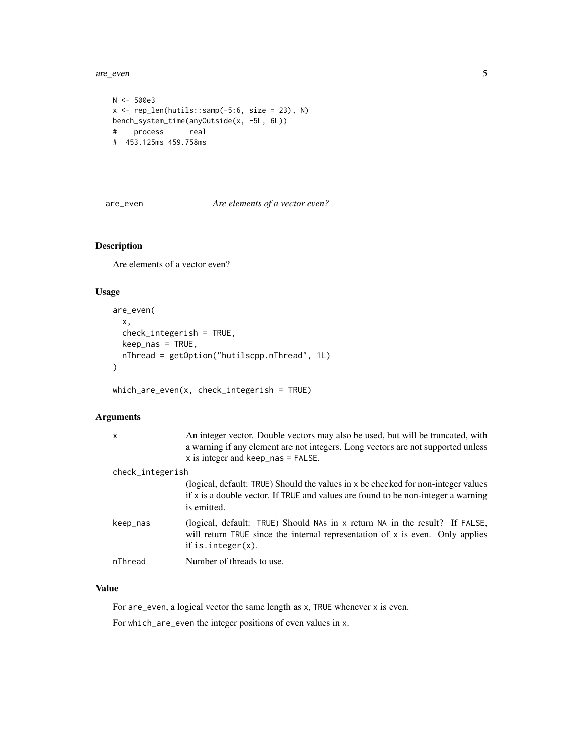```
N <- 500e3
x <- rep_len(hutils::samp(-5:6, size = 23), N)
bench_system_time(anyOutside(x, -5L, 6L))
#    process      real
#  453.125ms 459.758ms
```

---

## are_even — *Are elements of a vector even?*

### Description

Are elements of a vector even?

### Usage

```
are_even(
  x,
  check_integerish = TRUE,
  keep_nas = TRUE,
  nThread = getOption("hutilscpp.nThread", 1L)
)

which_are_even(x, check_integerish = TRUE)
```

### Arguments

| | |
|---|---|
| `x` | An integer vector. Double vectors may also be used, but will be truncated, with a warning if any element are not integers. Long vectors are not supported unless `x` is integer and `keep_nas = FALSE`. |
| `check_integerish` | (logical, default: `TRUE`) Should the values in `x` be checked for non-integer values if `x` is a double vector. If `TRUE` and values are found to be non-integer a warning is emitted. |
| `keep_nas` | (logical, default: `TRUE`) Should `NA`s in `x` return `NA` in the result? If `FALSE`, will return `TRUE` since the internal representation of `x` is even. Only applies if `is.integer(x)`. |
| `nThread` | Number of threads to use. |

### Value

For `are_even`, a logical vector the same length as `x`, `TRUE` whenever `x` is even.

For `which_are_even` the integer positions of even values in `x`.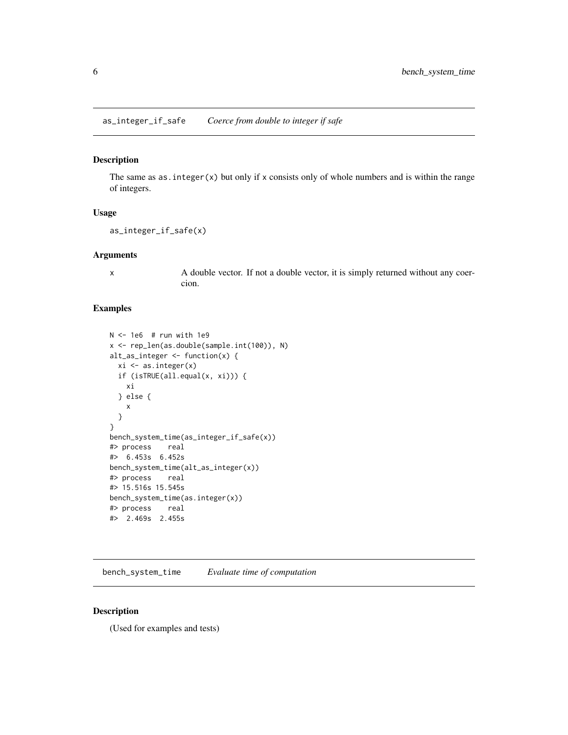## as_integer_if_safe *Coerce from double to integer if safe*

### Description

The same as `as.integer(x)` but only if `x` consists only of whole numbers and is within the range of integers.

### Usage

```
as_integer_if_safe(x)
```

### Arguments

| | |
|---|---|
| x | A double vector. If not a double vector, it is simply returned without any coercion. |

### Examples

```
N <- 1e6  # run with 1e9
x <- rep_len(as.double(sample.int(100)), N)
alt_as_integer <- function(x) {
  xi <- as.integer(x)
  if (isTRUE(all.equal(x, xi))) {
    xi
  } else {
    x
  }
}
bench_system_time(as_integer_if_safe(x))
#> process    real
#>  6.453s  6.452s
bench_system_time(alt_as_integer(x))
#> process    real
#> 15.516s 15.545s
bench_system_time(as.integer(x))
#> process    real
#>  2.469s  2.455s
```

## bench_system_time *Evaluate time of computation*

### Description

(Used for examples and tests)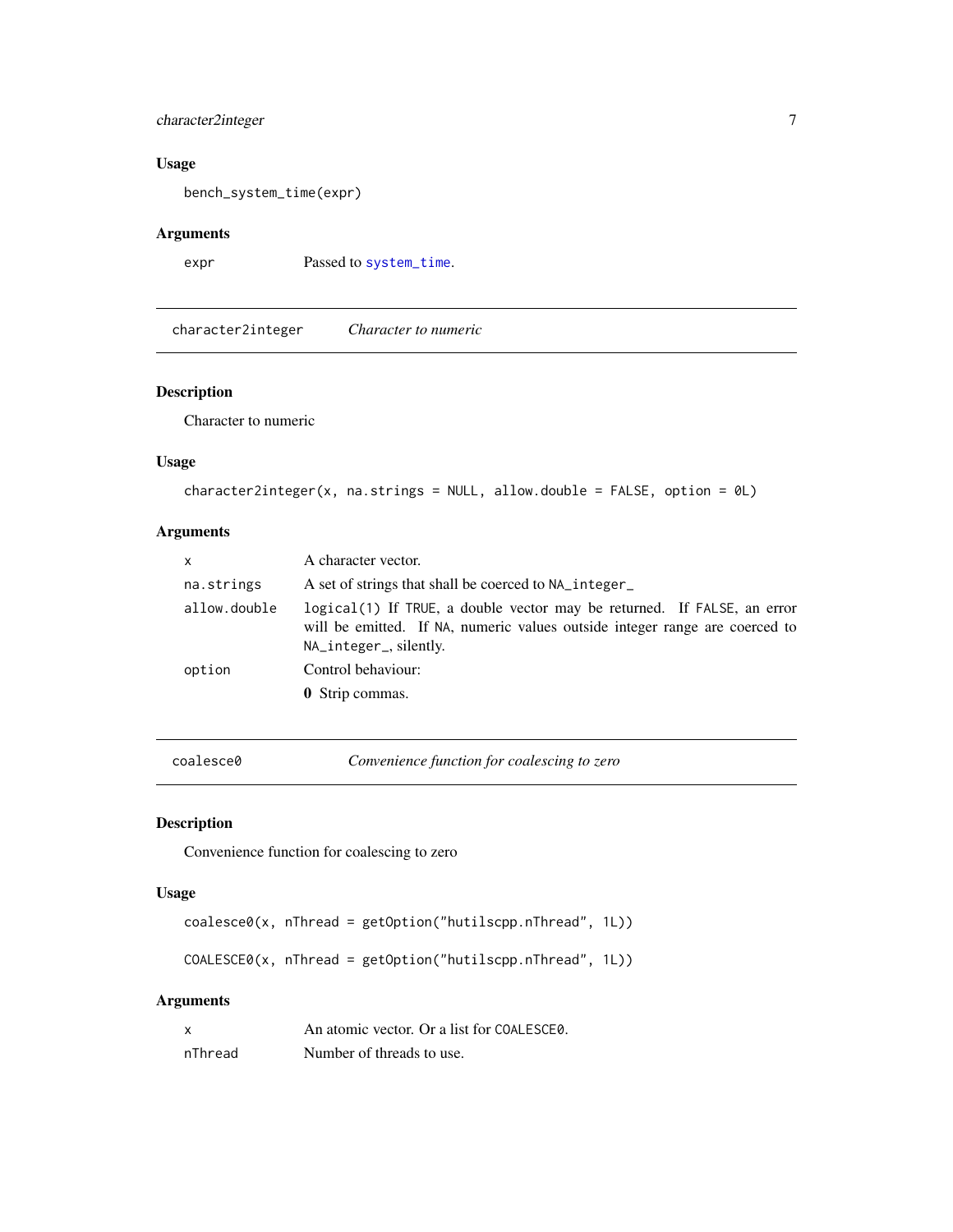### Usage

```
bench_system_time(expr)
```

### Arguments

| | |
|---|---|
| `expr` | Passed to `system_time`. |

---

## character2integer — *Character to numeric*

### Description

Character to numeric

### Usage

```
character2integer(x, na.strings = NULL, allow.double = FALSE, option = 0L)
```

### Arguments

| | |
|---|---|
| `x` | A character vector. |
| `na.strings` | A set of strings that shall be coerced to `NA_integer_` |
| `allow.double` | `logical(1)` If `TRUE`, a double vector may be returned. If `FALSE`, an error will be emitted. If `NA`, numeric values outside integer range are coerced to `NA_integer_`, silently. |
| `option` | Control behaviour:<br>**0** Strip commas. |

---

## coalesce0 — *Convenience function for coalescing to zero*

### Description

Convenience function for coalescing to zero

### Usage

```
coalesce0(x, nThread = getOption("hutilscpp.nThread", 1L))

COALESCE0(x, nThread = getOption("hutilscpp.nThread", 1L))
```

### Arguments

| | |
|---|---|
| `x` | An atomic vector. Or a list for `COALESCE0`. |
| `nThread` | Number of threads to use. |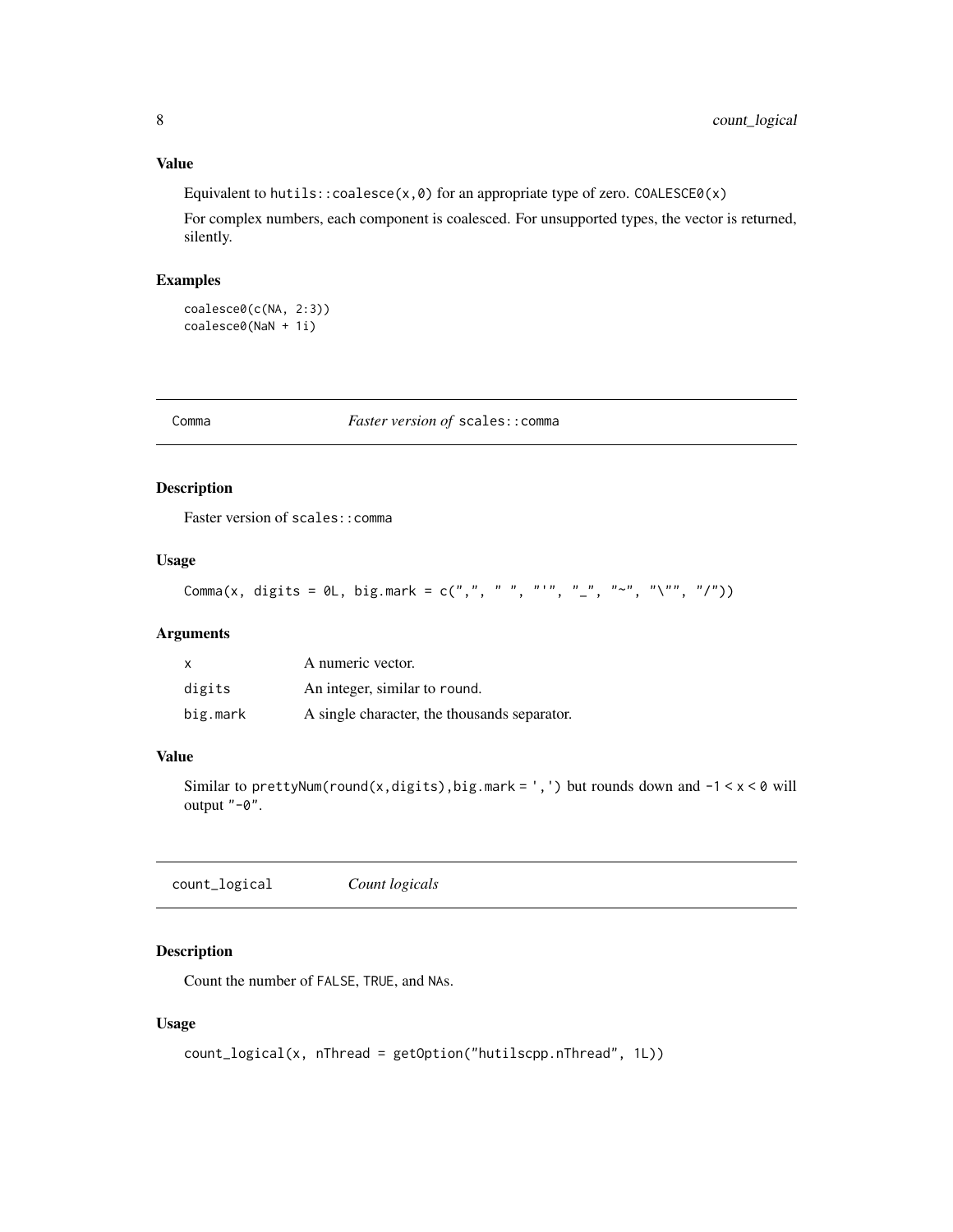### Value

Equivalent to `hutils::coalesce(x,0)` for an appropriate type of zero. `COALESCE0(x)`

For complex numbers, each component is coalesced. For unsupported types, the vector is returned, silently.

### Examples

```
coalesce0(c(NA, 2:3))
coalesce0(NaN + 1i)
```

---

## Comma — *Faster version of* `scales::comma`

### Description

Faster version of `scales::comma`

### Usage

```
Comma(x, digits = 0L, big.mark = c(",", " ", "'", "_", "~", "\"", "/"))
```

### Arguments

| | |
|---|---|
| `x` | A numeric vector. |
| `digits` | An integer, similar to round. |
| `big.mark` | A single character, the thousands separator. |

### Value

Similar to `prettyNum(round(x,digits),big.mark = ',')` but rounds down and `-1 < x < 0` will output `"-0"`.

---

## count_logical — *Count logicals*

### Description

Count the number of `FALSE`, `TRUE`, and `NA`s.

### Usage

```
count_logical(x, nThread = getOption("hutilscpp.nThread", 1L))
```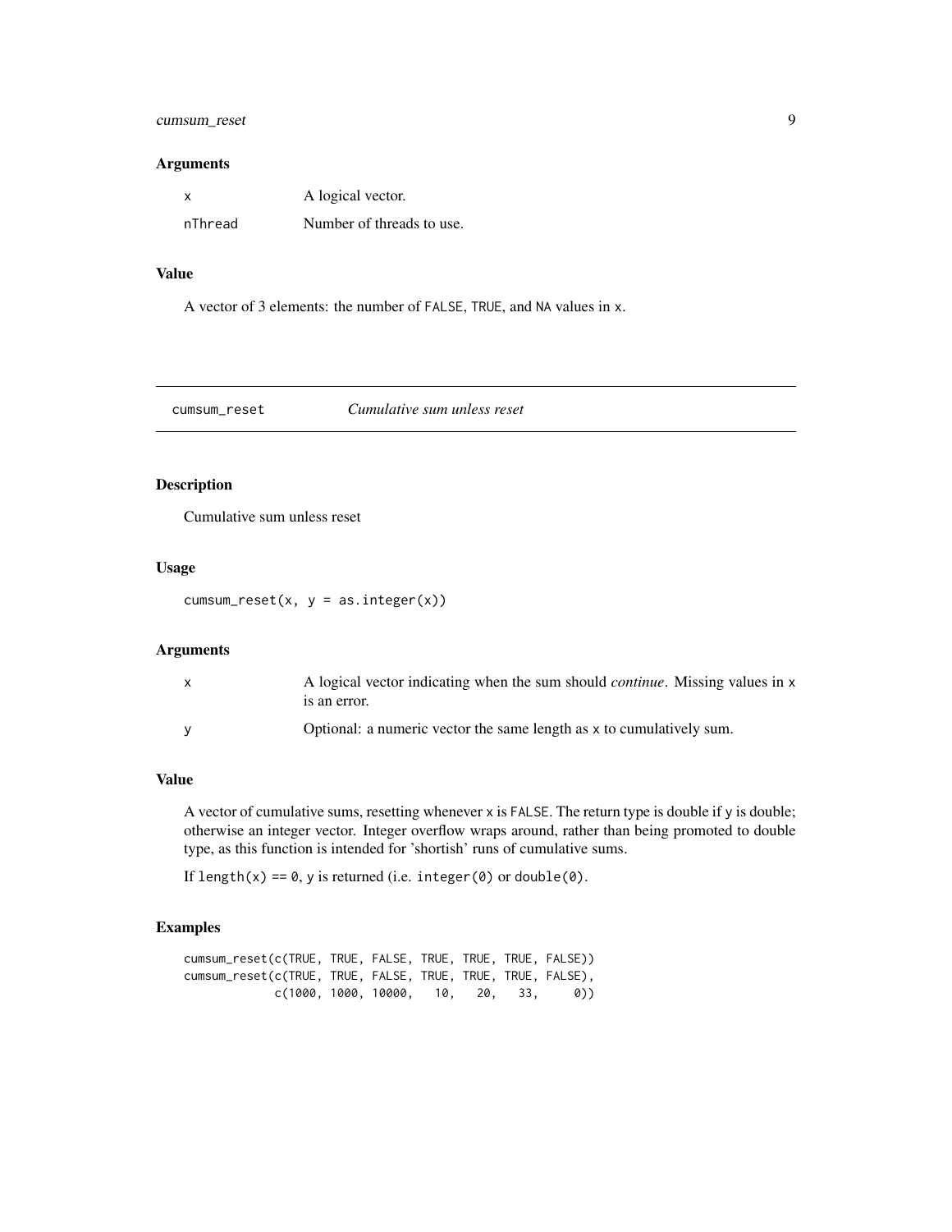### Arguments

| | |
|---|---|
| x | A logical vector. |
| nThread | Number of threads to use. |

### Value

A vector of 3 elements: the number of FALSE, TRUE, and NA values in x.

---

## cumsum_reset — *Cumulative sum unless reset*

### Description

Cumulative sum unless reset

### Usage

```
cumsum_reset(x, y = as.integer(x))
```

### Arguments

| | |
|---|---|
| x | A logical vector indicating when the sum should *continue*. Missing values in x is an error. |
| y | Optional: a numeric vector the same length as x to cumulatively sum. |

### Value

A vector of cumulative sums, resetting whenever x is FALSE. The return type is double if y is double; otherwise an integer vector. Integer overflow wraps around, rather than being promoted to double type, as this function is intended for 'shortish' runs of cumulative sums.

If length(x) == 0, y is returned (i.e. integer(0) or double(0).

### Examples

```
cumsum_reset(c(TRUE, TRUE, FALSE, TRUE, TRUE, TRUE, FALSE))
cumsum_reset(c(TRUE, TRUE, FALSE, TRUE, TRUE, TRUE, FALSE),
             c(1000, 1000, 10000,   10,   20,   33,     0))
```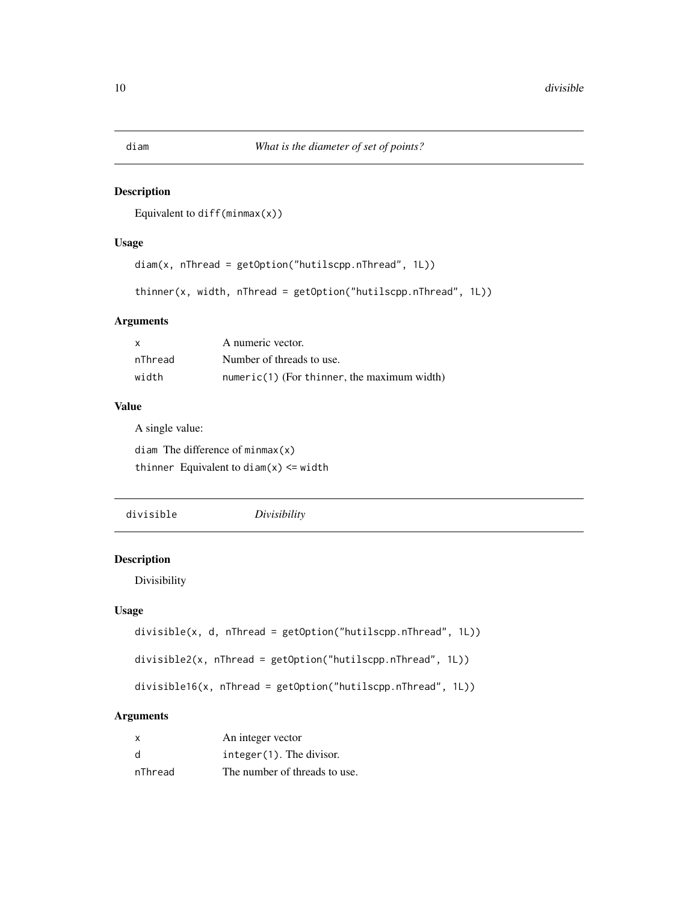## diam — *What is the diameter of set of points?*

### Description

Equivalent to `diff(minmax(x))`

### Usage

```
diam(x, nThread = getOption("hutilscpp.nThread", 1L))

thinner(x, width, nThread = getOption("hutilscpp.nThread", 1L))
```

### Arguments

| | |
|---|---|
| `x` | A numeric vector. |
| `nThread` | Number of threads to use. |
| `width` | `numeric(1)` (For `thinner`, the maximum width) |

### Value

A single value:

`diam` The difference of `minmax(x)`

`thinner` Equivalent to `diam(x) <= width`

## divisible — *Divisibility*

### Description

Divisibility

### Usage

```
divisible(x, d, nThread = getOption("hutilscpp.nThread", 1L))

divisible2(x, nThread = getOption("hutilscpp.nThread", 1L))

divisible16(x, nThread = getOption("hutilscpp.nThread", 1L))
```

### Arguments

| | |
|---|---|
| `x` | An integer vector |
| `d` | `integer(1)`. The divisor. |
| `nThread` | The number of threads to use. |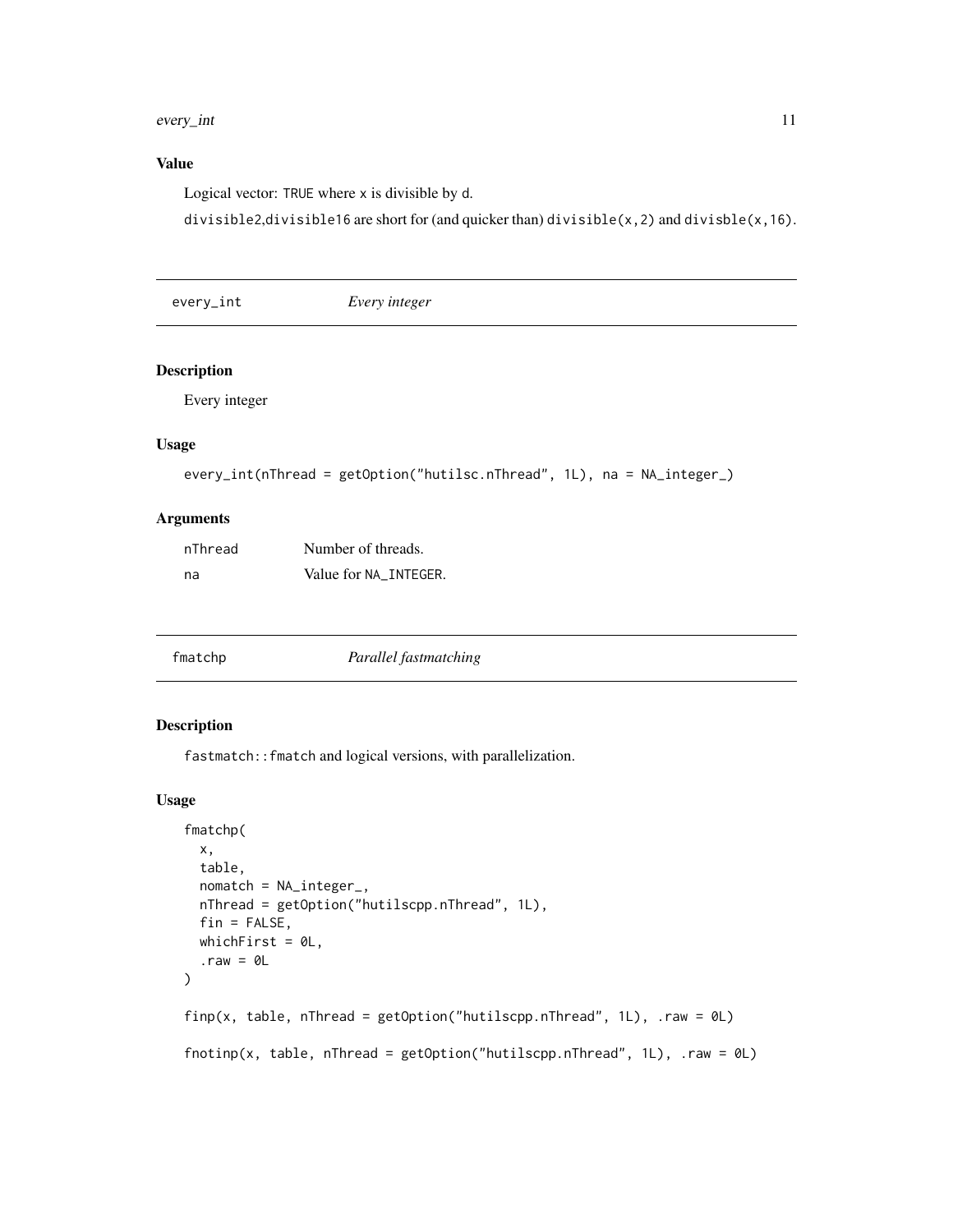### Value

Logical vector: `TRUE` where `x` is divisible by `d`.

`divisible2`,`divisible16` are short for (and quicker than) `divisible(x,2)` and `divisble(x,16)`.

---

## every_int — *Every integer*

### Description

Every integer

### Usage

```
every_int(nThread = getOption("hutilsc.nThread", 1L), na = NA_integer_)
```

### Arguments

| | |
|---|---|
| nThread | Number of threads. |
| na | Value for `NA_INTEGER`. |

---

## fmatchp — *Parallel fastmatching*

### Description

`fastmatch::fmatch` and logical versions, with parallelization.

### Usage

```
fmatchp(
  x,
  table,
  nomatch = NA_integer_,
  nThread = getOption("hutilscpp.nThread", 1L),
  fin = FALSE,
  whichFirst = 0L,
  .raw = 0L
)

finp(x, table, nThread = getOption("hutilscpp.nThread", 1L), .raw = 0L)

fnotinp(x, table, nThread = getOption("hutilscpp.nThread", 1L), .raw = 0L)
```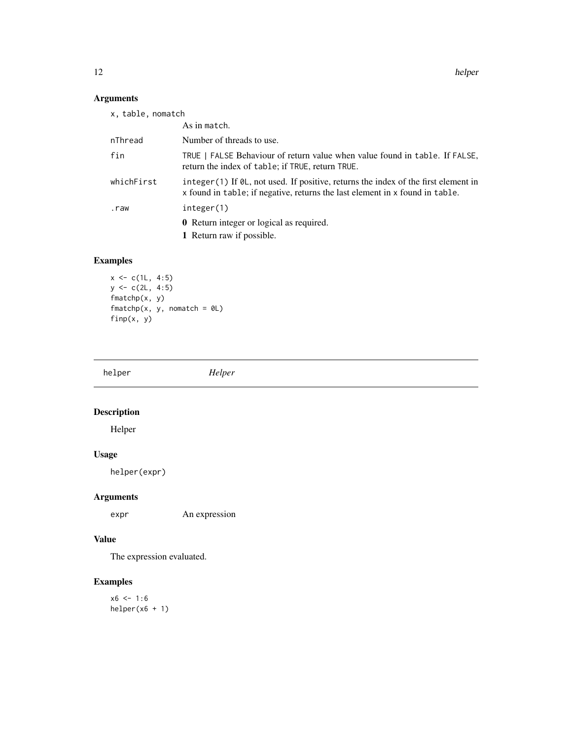### Arguments

| | |
|---|---|
| x, table, nomatch | As in match. |
| nThread | Number of threads to use. |
| fin | TRUE \| FALSE Behaviour of return value when value found in table. If FALSE, return the index of table; if TRUE, return TRUE. |
| whichFirst | integer(1) If 0L, not used. If positive, returns the index of the first element in x found in table; if negative, returns the last element in x found in table. |
| .raw | integer(1)<br>**0** Return integer or logical as required.<br>**1** Return raw if possible. |

### Examples

```
x <- c(1L, 4:5)
y <- c(2L, 4:5)
fmatchp(x, y)
fmatchp(x, y, nomatch = 0L)
finp(x, y)
```

---

## helper *Helper*

### Description

Helper

### Usage

```
helper(expr)
```

### Arguments

| | |
|---|---|
| expr | An expression |

### Value

The expression evaluated.

### Examples

```
x6 <- 1:6
helper(x6 + 1)
```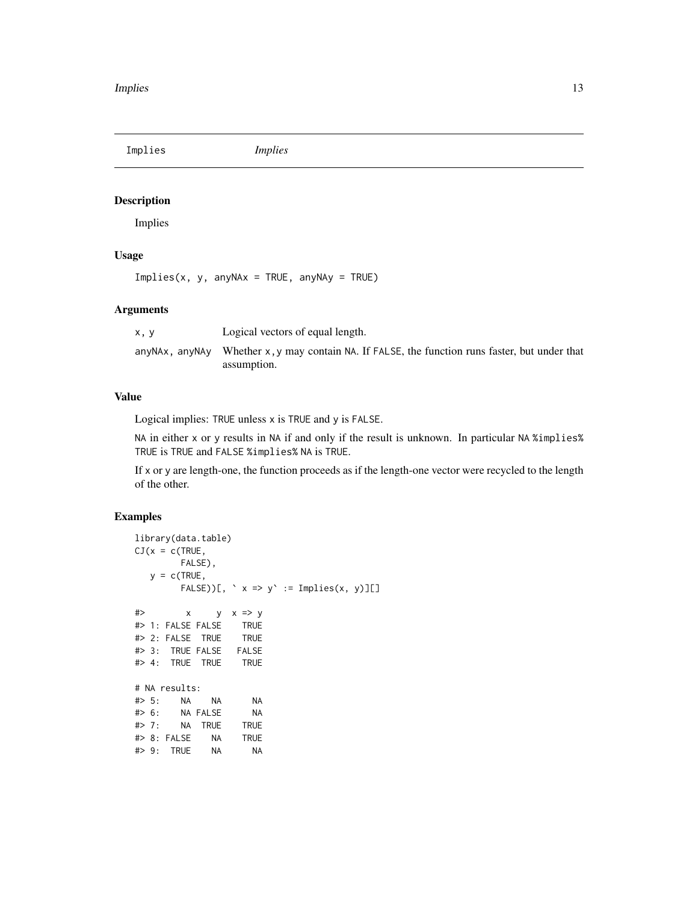## Implies

*Implies*

### Description

Implies

### Usage

```
Implies(x, y, anyNAx = TRUE, anyNAy = TRUE)
```

### Arguments

| | |
|---|---|
| x, y | Logical vectors of equal length. |
| anyNAx, anyNAy | Whether x,y may contain NA. If FALSE, the function runs faster, but under that assumption. |

### Value

Logical implies: TRUE unless x is TRUE and y is FALSE.

NA in either x or y results in NA if and only if the result is unknown. In particular NA %implies% TRUE is TRUE and FALSE %implies% NA is TRUE.

If x or y are length-one, the function proceeds as if the length-one vector were recycled to the length of the other.

### Examples

```
library(data.table)
CJ(x = c(TRUE,
         FALSE),
   y = c(TRUE,
         FALSE))[, ` x => y` := Implies(x, y)][]

#>        x     y  x => y
#> 1: FALSE FALSE    TRUE
#> 2: FALSE  TRUE    TRUE
#> 3:  TRUE FALSE   FALSE
#> 4:  TRUE  TRUE    TRUE

# NA results:
#> 5:    NA    NA      NA
#> 6:    NA FALSE      NA
#> 7:    NA  TRUE    TRUE
#> 8: FALSE    NA    TRUE
#> 9:  TRUE    NA      NA
```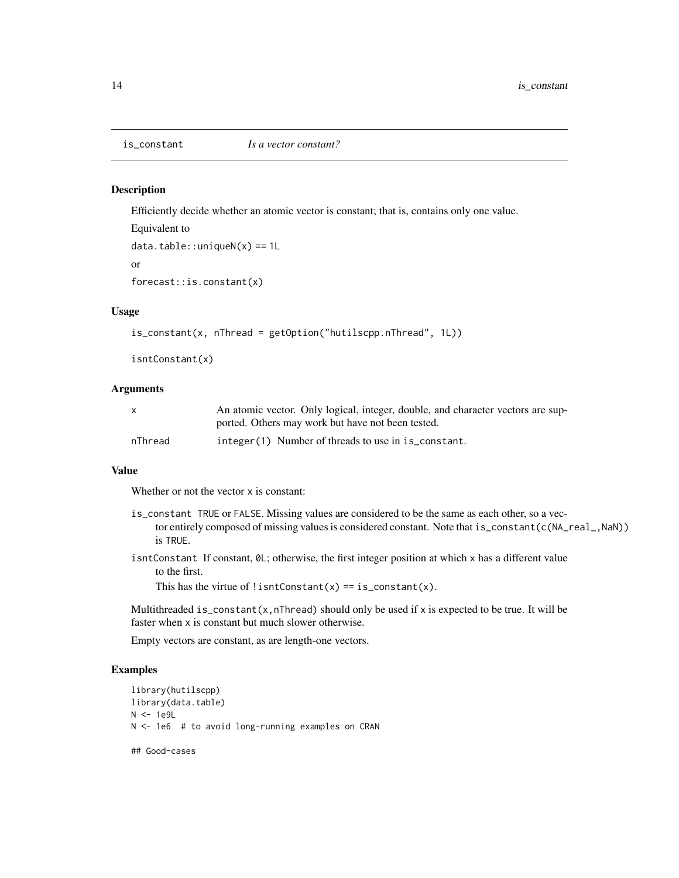## is_constant — *Is a vector constant?*

### Description

Efficiently decide whether an atomic vector is constant; that is, contains only one value.

Equivalent to

`data.table::uniqueN(x) == 1L`

or

`forecast::is.constant(x)`

### Usage

```
is_constant(x, nThread = getOption("hutilscpp.nThread", 1L))

isntConstant(x)
```

### Arguments

| | |
|---|---|
| `x` | An atomic vector. Only logical, integer, double, and character vectors are supported. Others may work but have not been tested. |
| `nThread` | `integer(1)` Number of threads to use in `is_constant`. |

### Value

Whether or not the vector `x` is constant:

- `is_constant` `TRUE` or `FALSE`. Missing values are considered to be the same as each other, so a vector entirely composed of missing values is considered constant. Note that `is_constant(c(NA_real_,NaN))` is `TRUE`.
- `isntConstant` If constant, `0L`; otherwise, the first integer position at which `x` has a different value to the first.

  This has the virtue of `!isntConstant(x) == is_constant(x)`.

Multithreaded `is_constant(x,nThread)` should only be used if `x` is expected to be true. It will be faster when `x` is constant but much slower otherwise.

Empty vectors are constant, as are length-one vectors.

### Examples

```
library(hutilscpp)
library(data.table)
N <- 1e9L
N <- 1e6  # to avoid long-running examples on CRAN

## Good-cases
```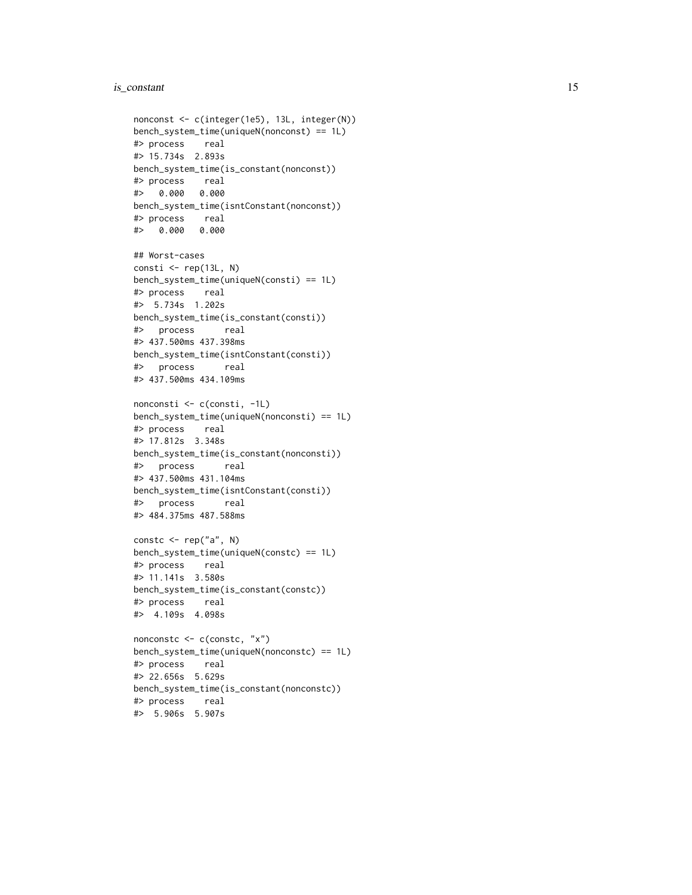```
nonconst <- c(integer(1e5), 13L, integer(N))
bench_system_time(uniqueN(nonconst) == 1L)
#> process    real
#> 15.734s  2.893s
bench_system_time(is_constant(nonconst))
#> process    real
#>   0.000   0.000
bench_system_time(isntConstant(nonconst))
#> process    real
#>   0.000   0.000

## Worst-cases
consti <- rep(13L, N)
bench_system_time(uniqueN(consti) == 1L)
#> process    real
#>  5.734s  1.202s
bench_system_time(is_constant(consti))
#>   process      real
#> 437.500ms 437.398ms
bench_system_time(isntConstant(consti))
#>   process      real
#> 437.500ms 434.109ms

nonconsti <- c(consti, -1L)
bench_system_time(uniqueN(nonconsti) == 1L)
#> process    real
#> 17.812s  3.348s
bench_system_time(is_constant(nonconsti))
#>   process      real
#> 437.500ms 431.104ms
bench_system_time(isntConstant(consti))
#>   process      real
#> 484.375ms 487.588ms

constc <- rep("a", N)
bench_system_time(uniqueN(constc) == 1L)
#> process    real
#> 11.141s  3.580s
bench_system_time(is_constant(constc))
#> process    real
#>  4.109s  4.098s

nonconstc <- c(constc, "x")
bench_system_time(uniqueN(nonconstc) == 1L)
#> process    real
#> 22.656s  5.629s
bench_system_time(is_constant(nonconstc))
#> process    real
#>  5.906s  5.907s
```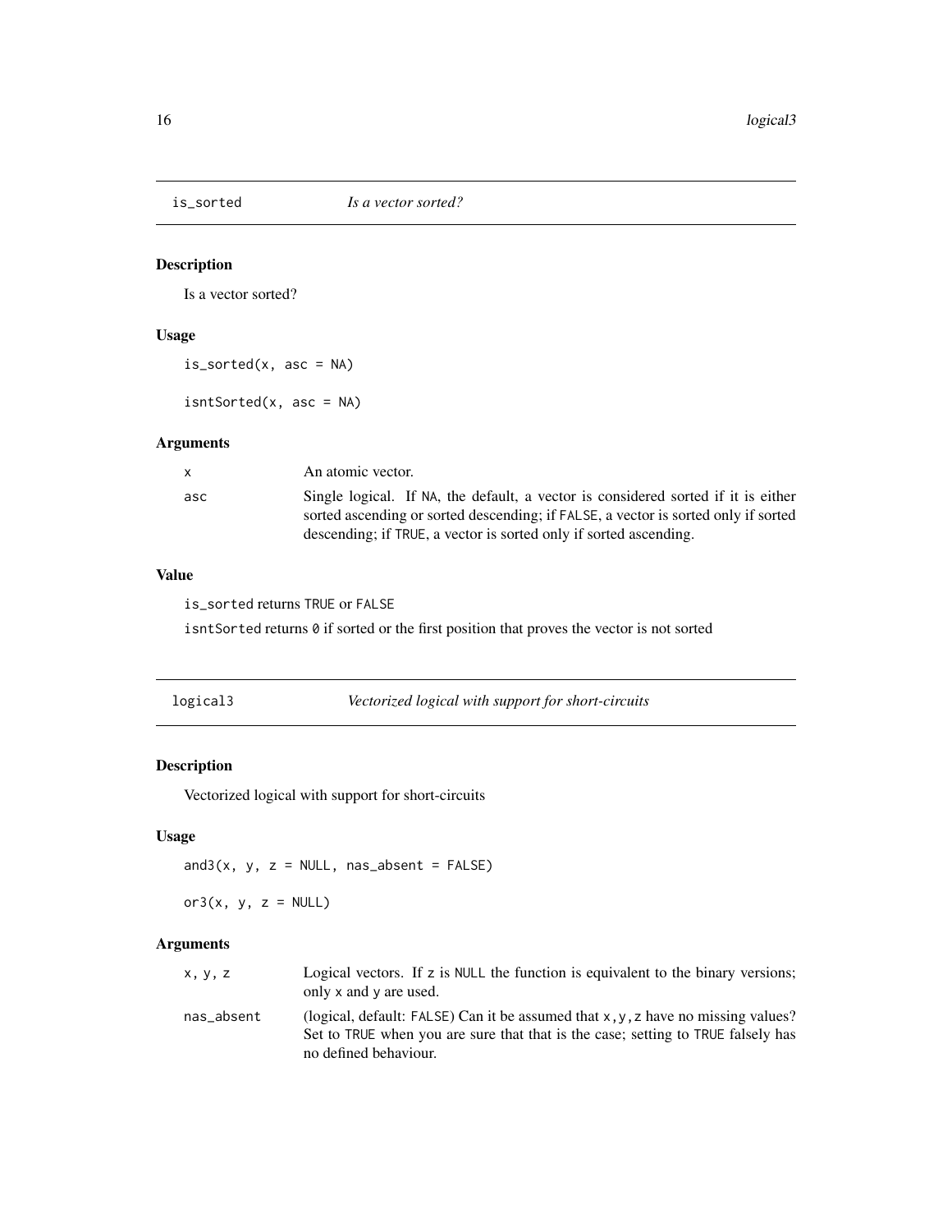## is_sorted *Is a vector sorted?*

### Description

Is a vector sorted?

### Usage

```
is_sorted(x, asc = NA)

isntSorted(x, asc = NA)
```

### Arguments

| | |
|---|---|
| x | An atomic vector. |
| asc | Single logical. If NA, the default, a vector is considered sorted if it is either sorted ascending or sorted descending; if FALSE, a vector is sorted only if sorted descending; if TRUE, a vector is sorted only if sorted ascending. |

### Value

`is_sorted` returns TRUE or FALSE

`isntSorted` returns 0 if sorted or the first position that proves the vector is not sorted

## logical3 *Vectorized logical with support for short-circuits*

### Description

Vectorized logical with support for short-circuits

### Usage

```
and3(x, y, z = NULL, nas_absent = FALSE)

or3(x, y, z = NULL)
```

### Arguments

| | |
|---|---|
| x, y, z | Logical vectors. If z is NULL the function is equivalent to the binary versions; only x and y are used. |
| nas_absent | (logical, default: FALSE) Can it be assumed that x,y,z have no missing values? Set to TRUE when you are sure that that is the case; setting to TRUE falsely has no defined behaviour. |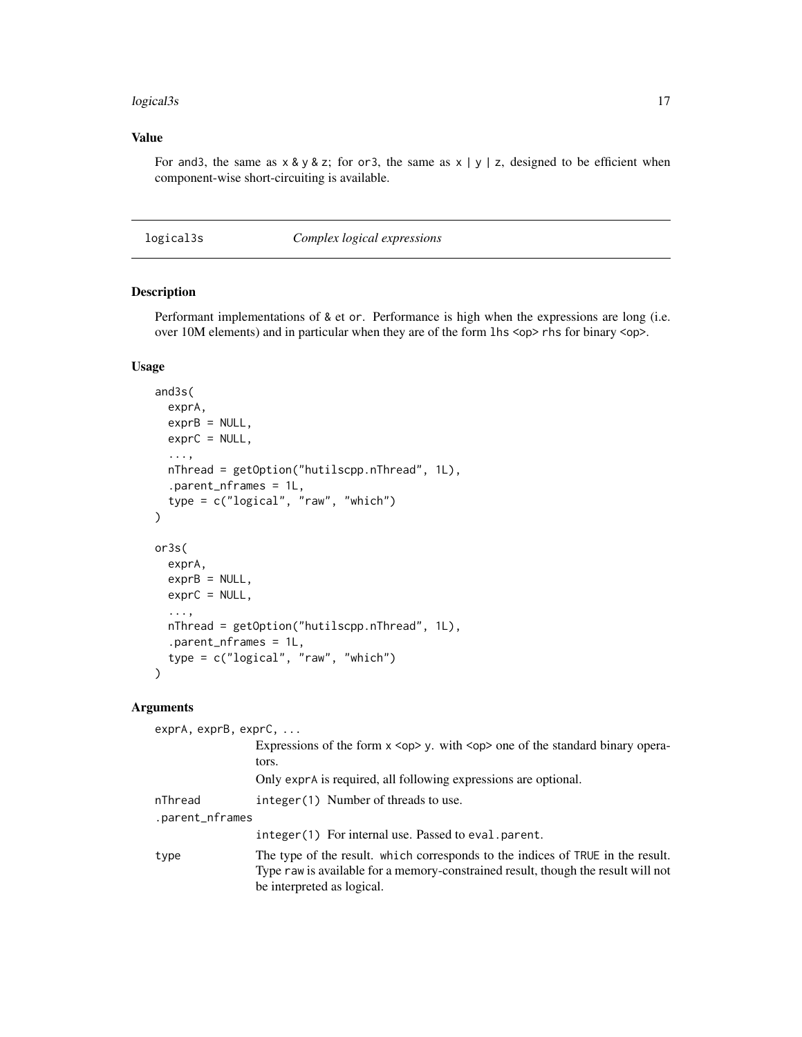### Value

For `and3`, the same as `x & y & z`; for `or3`, the same as `x | y | z`, designed to be efficient when component-wise short-circuiting is available.

---

## logical3s — *Complex logical expressions*

### Description

Performant implementations of `&` et `or`. Performance is high when the expressions are long (i.e. over 10M elements) and in particular when they are of the form `lhs <op> rhs` for binary `<op>`.

### Usage

```
and3s(
  exprA,
  exprB = NULL,
  exprC = NULL,
  ...,
  nThread = getOption("hutilscpp.nThread", 1L),
  .parent_nframes = 1L,
  type = c("logical", "raw", "which")
)

or3s(
  exprA,
  exprB = NULL,
  exprC = NULL,
  ...,
  nThread = getOption("hutilscpp.nThread", 1L),
  .parent_nframes = 1L,
  type = c("logical", "raw", "which")
)
```

### Arguments

`exprA, exprB, exprC, ...`
: Expressions of the form `x <op> y`. with `<op>` one of the standard binary operators.

  Only `exprA` is required, all following expressions are optional.

`nThread`
: `integer(1)` Number of threads to use.

`.parent_nframes`
: `integer(1)` For internal use. Passed to `eval.parent`.

`type`
: The type of the result. `which` corresponds to the indices of `TRUE` in the result. Type `raw` is available for a memory-constrained result, though the result will not be interpreted as logical.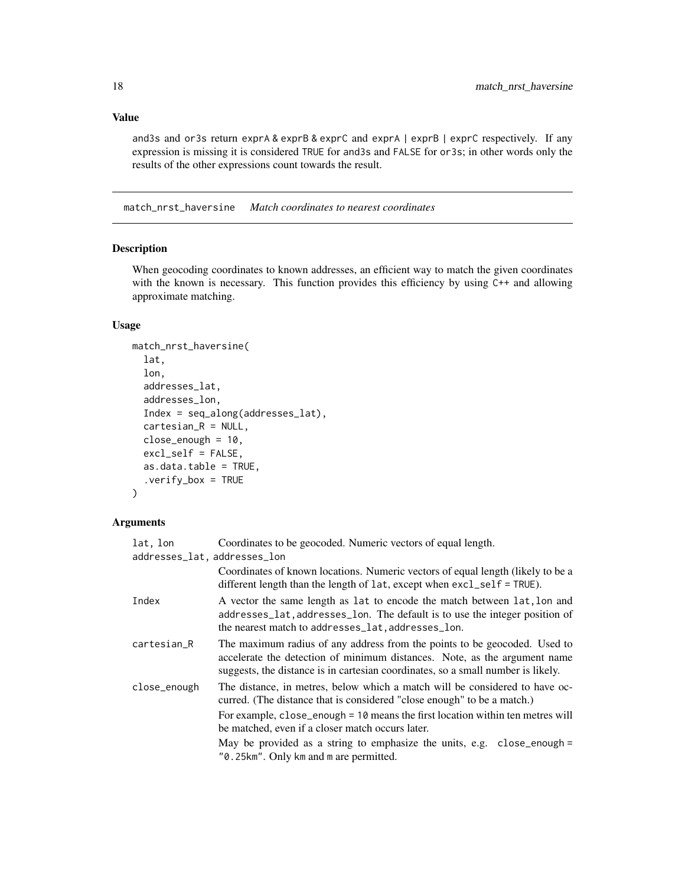### Value

and3s and or3s return exprA & exprB & exprC and exprA | exprB | exprC respectively. If any expression is missing it is considered TRUE for and3s and FALSE for or3s; in other words only the results of the other expressions count towards the result.

---

## match_nrst_haversine *Match coordinates to nearest coordinates*

---

### Description

When geocoding coordinates to known addresses, an efficient way to match the given coordinates with the known is necessary. This function provides this efficiency by using C++ and allowing approximate matching.

### Usage

```
match_nrst_haversine(
  lat,
  lon,
  addresses_lat,
  addresses_lon,
  Index = seq_along(addresses_lat),
  cartesian_R = NULL,
  close_enough = 10,
  excl_self = FALSE,
  as.data.table = TRUE,
  .verify_box = TRUE
)
```

### Arguments

| Argument | Description |
|---|---|
| lat, lon | Coordinates to be geocoded. Numeric vectors of equal length. |
| addresses_lat, addresses_lon | Coordinates of known locations. Numeric vectors of equal length (likely to be a different length than the length of lat, except when excl_self = TRUE). |
| Index | A vector the same length as lat to encode the match between lat,lon and addresses_lat,addresses_lon. The default is to use the integer position of the nearest match to addresses_lat,addresses_lon. |
| cartesian_R | The maximum radius of any address from the points to be geocoded. Used to accelerate the detection of minimum distances. Note, as the argument name suggests, the distance is in cartesian coordinates, so a small number is likely. |
| close_enough | The distance, in metres, below which a match will be considered to have occurred. (The distance that is considered "close enough" to be a match.)<br>For example, close_enough = 10 means the first location within ten metres will be matched, even if a closer match occurs later.<br>May be provided as a string to emphasize the units, e.g. close_enough = "0.25km". Only km and m are permitted. |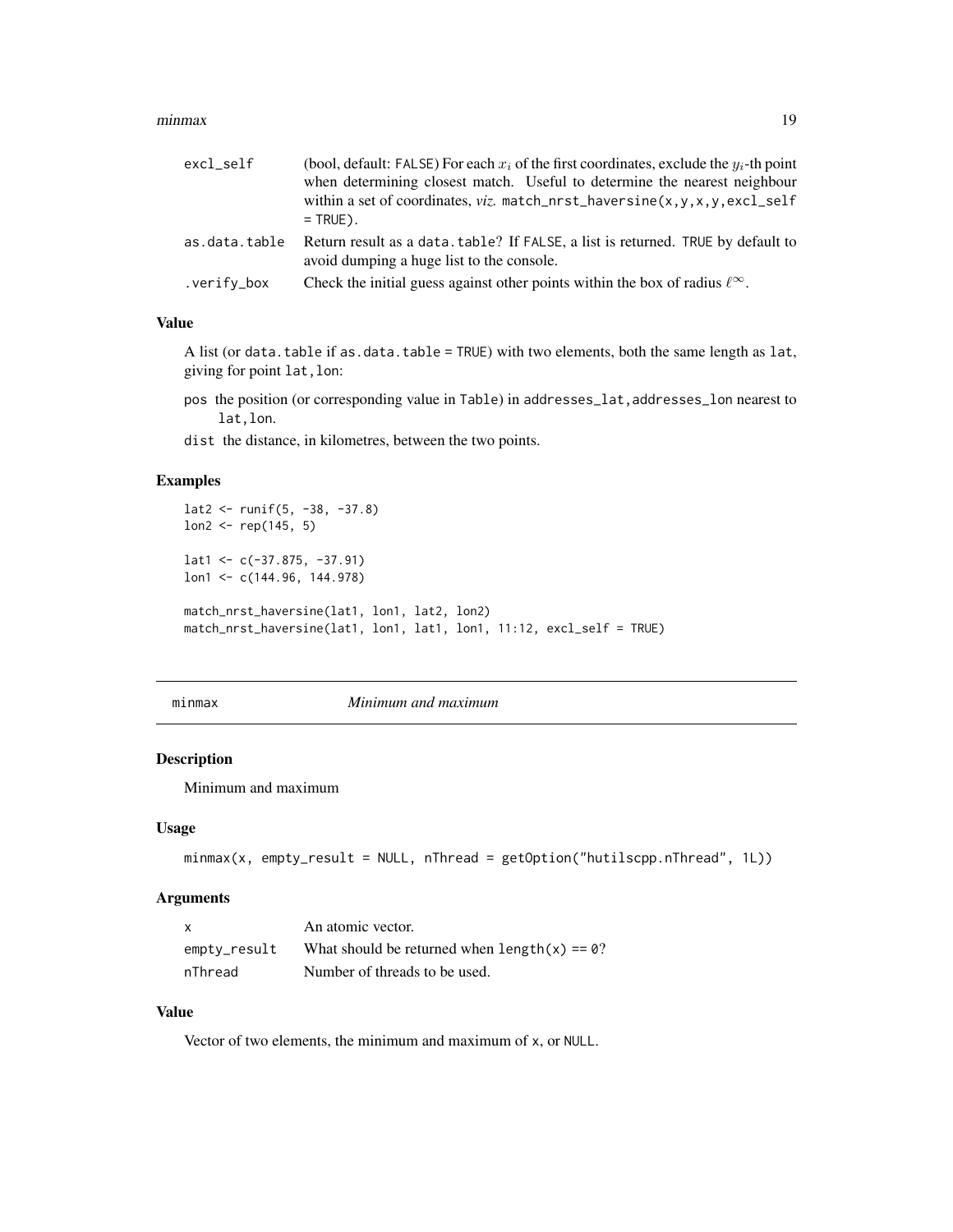| | |
|---|---|
| excl_self | (bool, default: FALSE) For each $x_i$ of the first coordinates, exclude the $y_i$-th point when determining closest match. Useful to determine the nearest neighbour within a set of coordinates, *viz.* match_nrst_haversine(x,y,x,y,excl_self = TRUE). |
| as.data.table | Return result as a data.table? If FALSE, a list is returned. TRUE by default to avoid dumping a huge list to the console. |
| .verify_box | Check the initial guess against other points within the box of radius $\ell^\infty$. |

### Value

A list (or data.table if as.data.table = TRUE) with two elements, both the same length as lat, giving for point lat,lon:

- pos the position (or corresponding value in Table) in addresses_lat,addresses_lon nearest to lat,lon.
- dist the distance, in kilometres, between the two points.

### Examples

```
lat2 <- runif(5, -38, -37.8)
lon2 <- rep(145, 5)

lat1 <- c(-37.875, -37.91)
lon1 <- c(144.96, 144.978)

match_nrst_haversine(lat1, lon1, lat2, lon2)
match_nrst_haversine(lat1, lon1, lat1, lon1, 11:12, excl_self = TRUE)
```

## minmax *Minimum and maximum*

### Description

Minimum and maximum

### Usage

```
minmax(x, empty_result = NULL, nThread = getOption("hutilscpp.nThread", 1L))
```

### Arguments

| | |
|---|---|
| x | An atomic vector. |
| empty_result | What should be returned when length(x) == 0? |
| nThread | Number of threads to be used. |

### Value

Vector of two elements, the minimum and maximum of x, or NULL.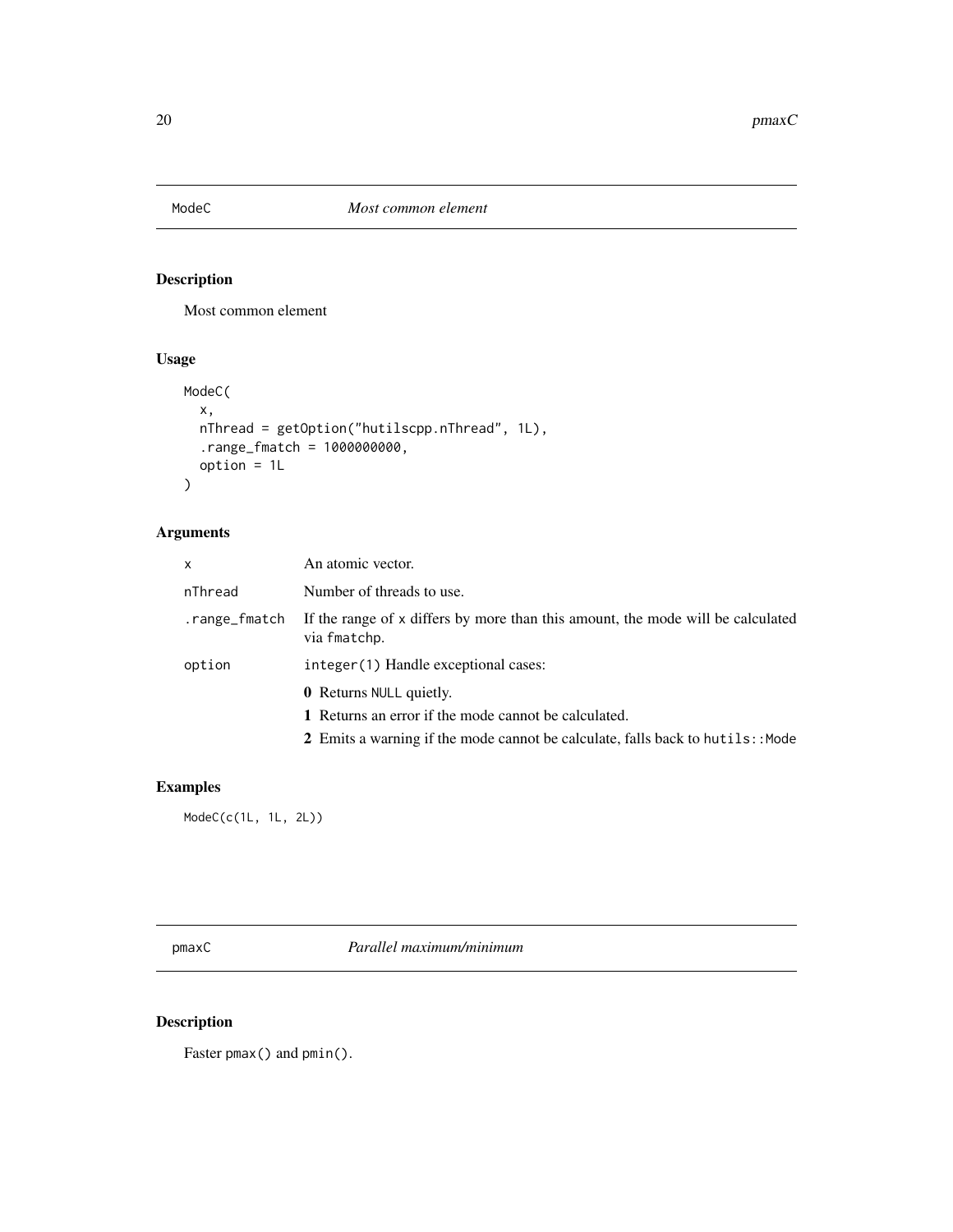## ModeC — *Most common element*

### Description

Most common element

### Usage

```
ModeC(
  x,
  nThread = getOption("hutilscpp.nThread", 1L),
  .range_fmatch = 1000000000,
  option = 1L
)
```

### Arguments

| | |
|---|---|
| `x` | An atomic vector. |
| `nThread` | Number of threads to use. |
| `.range_fmatch` | If the range of `x` differs by more than this amount, the mode will be calculated via `fmatchp`. |
| `option` | `integer(1)` Handle exceptional cases:<br>**0** Returns `NULL` quietly.<br>**1** Returns an error if the mode cannot be calculated.<br>**2** Emits a warning if the mode cannot be calculate, falls back to `hutils::Mode` |

### Examples

```
ModeC(c(1L, 1L, 2L))
```

## pmaxC — *Parallel maximum/minimum*

### Description

Faster `pmax()` and `pmin()`.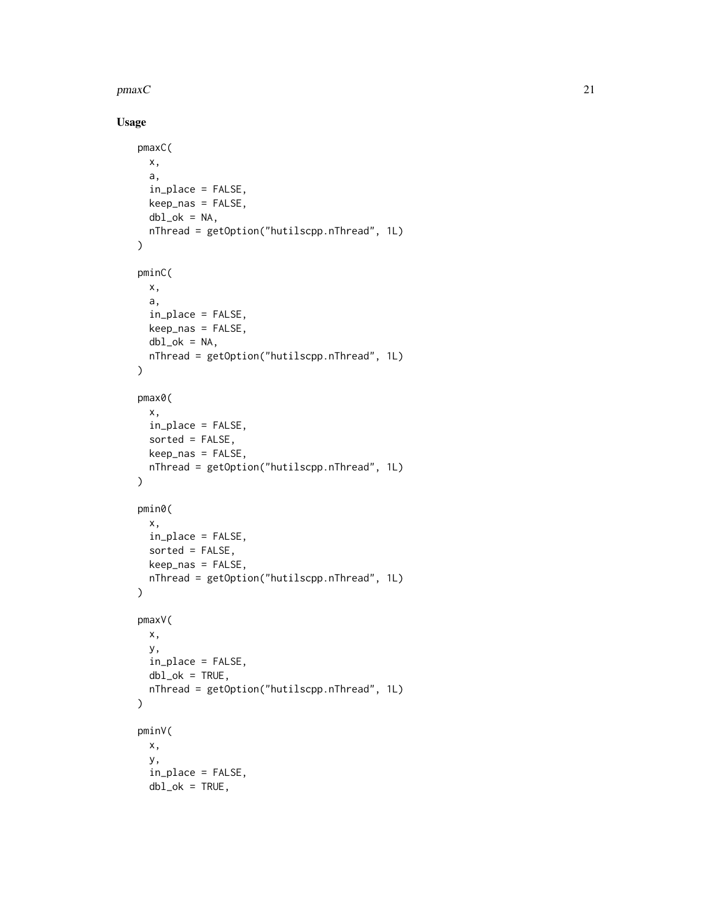## Usage

```
pmaxC(
  x,
  a,
  in_place = FALSE,
  keep_nas = FALSE,
  dbl_ok = NA,
  nThread = getOption("hutilscpp.nThread", 1L)
)

pminC(
  x,
  a,
  in_place = FALSE,
  keep_nas = FALSE,
  dbl_ok = NA,
  nThread = getOption("hutilscpp.nThread", 1L)
)

pmax0(
  x,
  in_place = FALSE,
  sorted = FALSE,
  keep_nas = FALSE,
  nThread = getOption("hutilscpp.nThread", 1L)
)

pmin0(
  x,
  in_place = FALSE,
  sorted = FALSE,
  keep_nas = FALSE,
  nThread = getOption("hutilscpp.nThread", 1L)
)

pmaxV(
  x,
  y,
  in_place = FALSE,
  dbl_ok = TRUE,
  nThread = getOption("hutilscpp.nThread", 1L)
)

pminV(
  x,
  y,
  in_place = FALSE,
  dbl_ok = TRUE,
```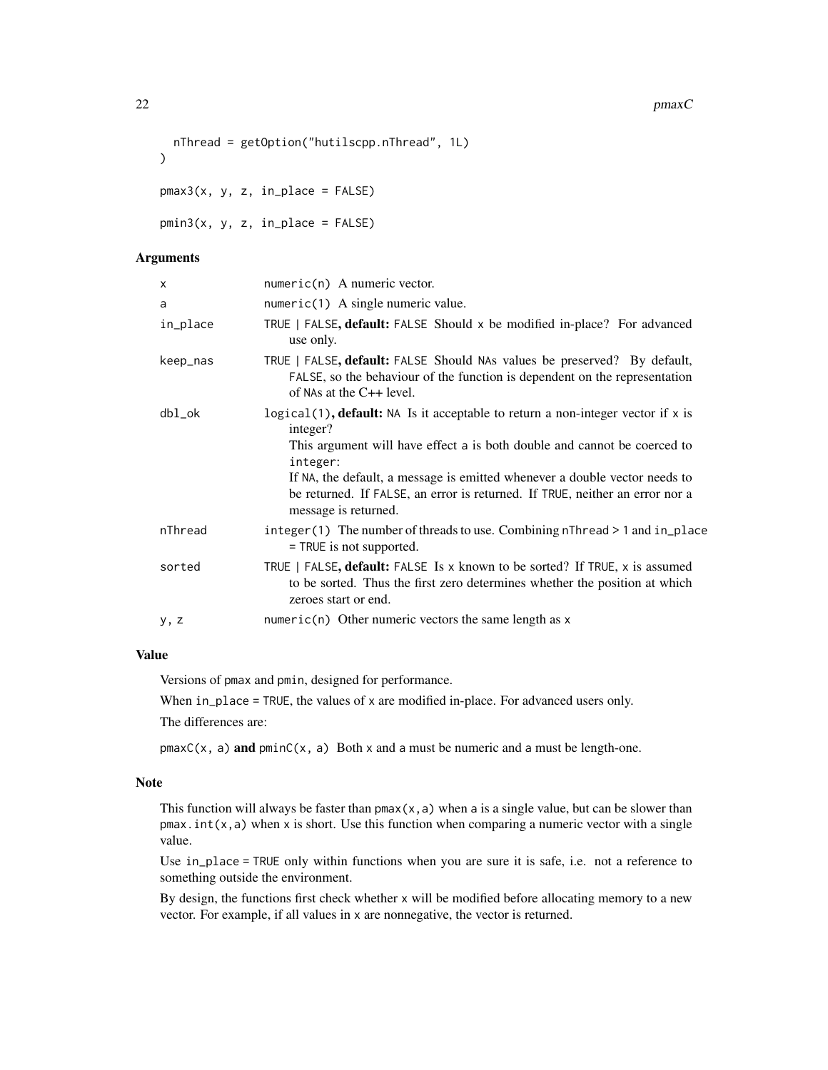```
  nThread = getOption("hutilscpp.nThread", 1L)
)

pmax3(x, y, z, in_place = FALSE)

pmin3(x, y, z, in_place = FALSE)
```

### Arguments

| | |
|---|---|
| `x` | `numeric(n)` A numeric vector. |
| `a` | `numeric(1)` A single numeric value. |
| `in_place` | `TRUE \| FALSE`, **default:** `FALSE` Should `x` be modified in-place? For advanced use only. |
| `keep_nas` | `TRUE \| FALSE`, **default:** `FALSE` Should `NA`s values be preserved? By default, `FALSE`, so the behaviour of the function is dependent on the representation of `NA`s at the C++ level. |
| `dbl_ok` | `logical(1)`, **default:** `NA` Is it acceptable to return a non-integer vector if `x` is integer?<br>This argument will have effect `a` is both double and cannot be coerced to `integer`:<br>If `NA`, the default, a message is emitted whenever a double vector needs to be returned. If `FALSE`, an error is returned. If `TRUE`, neither an error nor a message is returned. |
| `nThread` | `integer(1)` The number of threads to use. Combining `nThread > 1` and `in_place = TRUE` is not supported. |
| `sorted` | `TRUE \| FALSE`, **default:** `FALSE` Is `x` known to be sorted? If `TRUE`, `x` is assumed to be sorted. Thus the first zero determines whether the position at which zeroes start or end. |
| `y, z` | `numeric(n)` Other numeric vectors the same length as `x` |

### Value

Versions of `pmax` and `pmin`, designed for performance.

When `in_place = TRUE`, the values of `x` are modified in-place. For advanced users only.

The differences are:

`pmaxC(x, a)` **and** `pminC(x, a)` Both `x` and `a` must be numeric and `a` must be length-one.

### Note

This function will always be faster than `pmax(x,a)` when `a` is a single value, but can be slower than `pmax.int(x,a)` when `x` is short. Use this function when comparing a numeric vector with a single value.

Use `in_place = TRUE` only within functions when you are sure it is safe, i.e. not a reference to something outside the environment.

By design, the functions first check whether `x` will be modified before allocating memory to a new vector. For example, if all values in `x` are nonnegative, the vector is returned.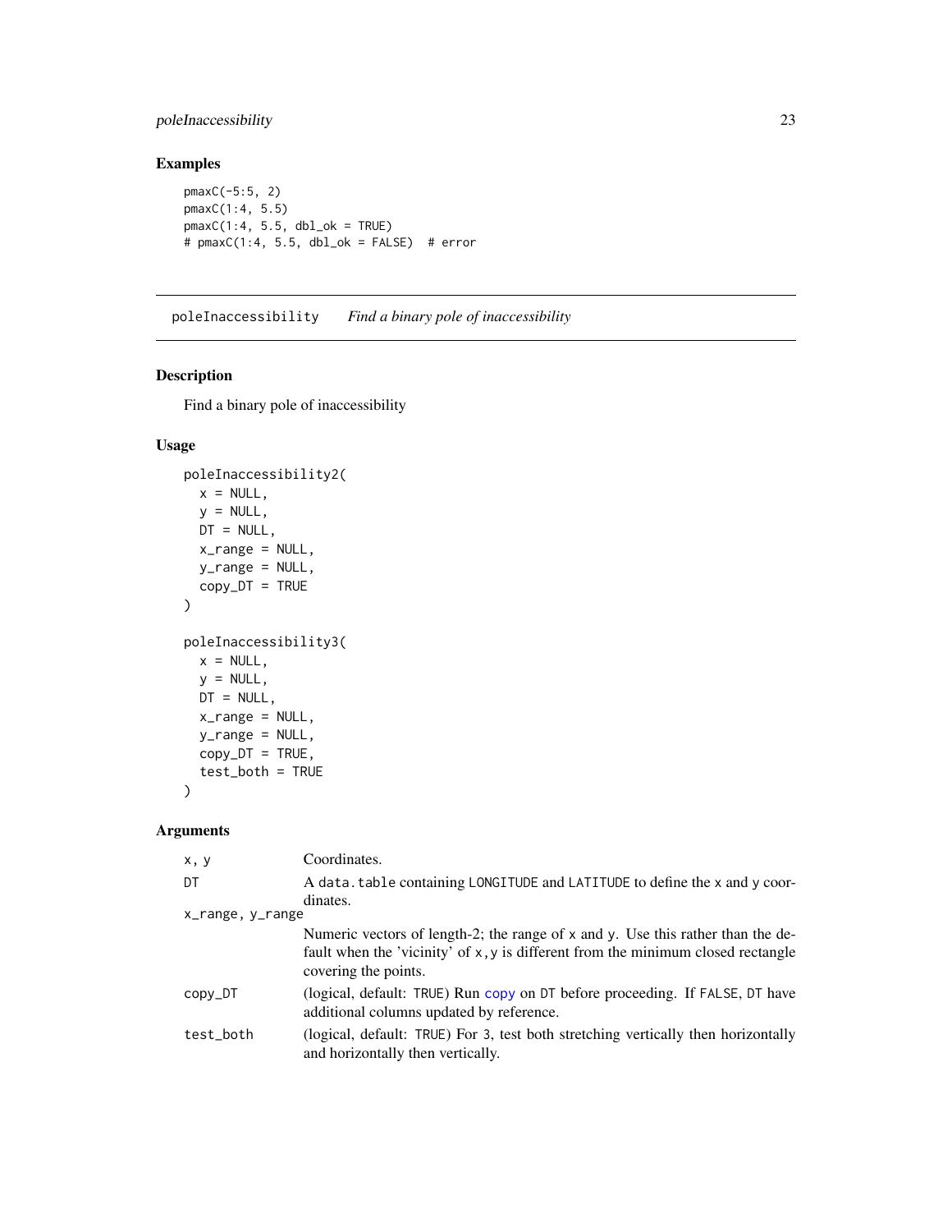## Examples

```
pmaxC(-5:5, 2)
pmaxC(1:4, 5.5)
pmaxC(1:4, 5.5, dbl_ok = TRUE)
# pmaxC(1:4, 5.5, dbl_ok = FALSE)  # error
```

---

## poleInaccessibility *Find a binary pole of inaccessibility*

### Description

Find a binary pole of inaccessibility

### Usage

```
poleInaccessibility2(
  x = NULL,
  y = NULL,
  DT = NULL,
  x_range = NULL,
  y_range = NULL,
  copy_DT = TRUE
)

poleInaccessibility3(
  x = NULL,
  y = NULL,
  DT = NULL,
  x_range = NULL,
  y_range = NULL,
  copy_DT = TRUE,
  test_both = TRUE
)
```

### Arguments

| | |
|---|---|
| `x, y` | Coordinates. |
| `DT` | A `data.table` containing `LONGITUDE` and `LATITUDE` to define the `x` and `y` coordinates. |
| `x_range, y_range` | Numeric vectors of length-2; the range of `x` and `y`. Use this rather than the default when the 'vicinity' of `x,y` is different from the minimum closed rectangle covering the points. |
| `copy_DT` | (logical, default: `TRUE`) Run `copy` on `DT` before proceeding. If `FALSE`, `DT` have additional columns updated by reference. |
| `test_both` | (logical, default: `TRUE`) For `3`, test both stretching vertically then horizontally and horizontally then vertically. |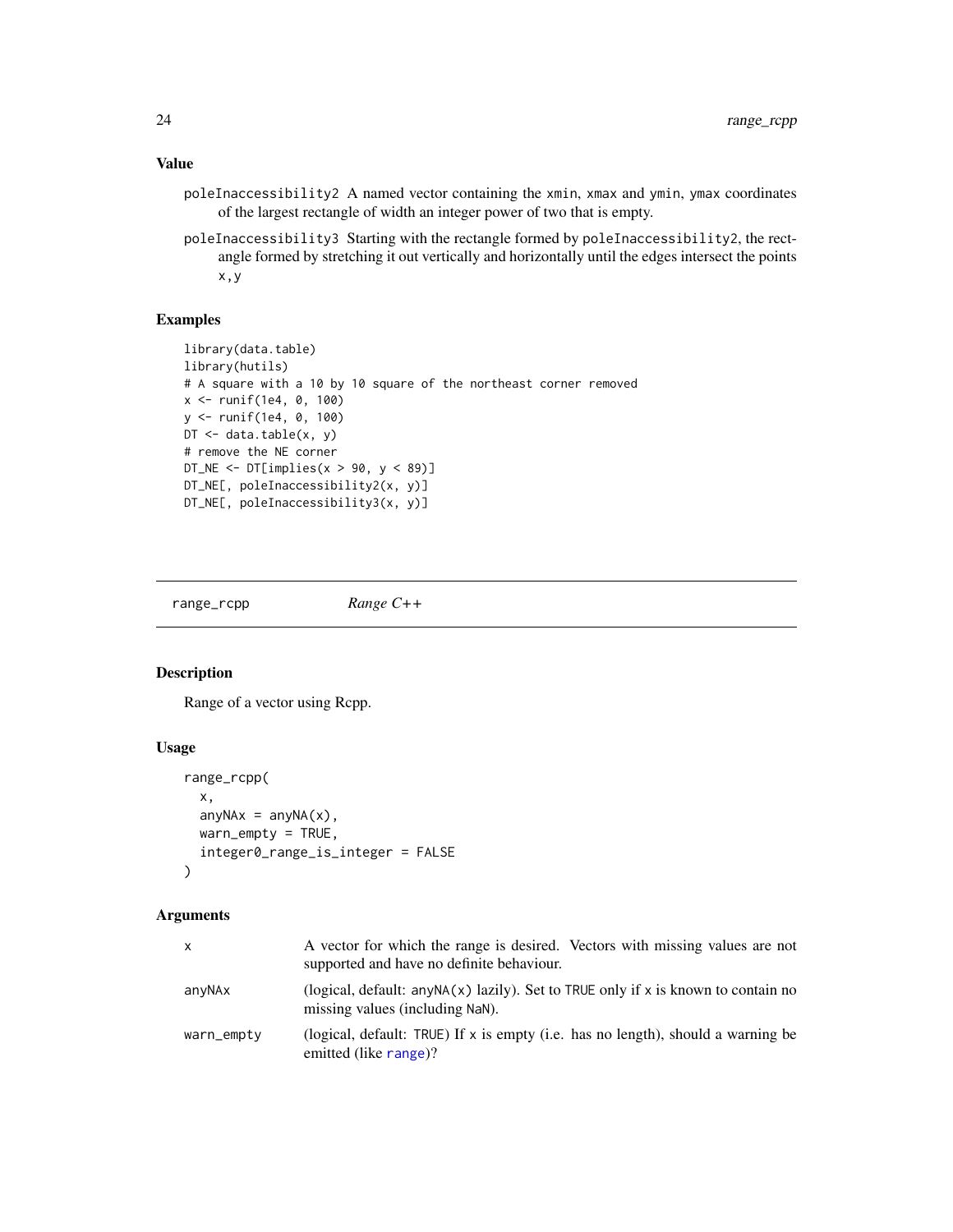### Value

poleInaccessibility2 A named vector containing the xmin, xmax and ymin, ymax coordinates of the largest rectangle of width an integer power of two that is empty.

poleInaccessibility3 Starting with the rectangle formed by poleInaccessibility2, the rectangle formed by stretching it out vertically and horizontally until the edges intersect the points x,y

### Examples

```
library(data.table)
library(hutils)
# A square with a 10 by 10 square of the northeast corner removed
x <- runif(1e4, 0, 100)
y <- runif(1e4, 0, 100)
DT <- data.table(x, y)
# remove the NE corner
DT_NE <- DT[implies(x > 90, y < 89)]
DT_NE[, poleInaccessibility2(x, y)]
DT_NE[, poleInaccessibility3(x, y)]
```

---

## range_rcpp *Range C++*

### Description

Range of a vector using Rcpp.

### Usage

```
range_rcpp(
  x,
  anyNAx = anyNA(x),
  warn_empty = TRUE,
  integer0_range_is_integer = FALSE
)
```

### Arguments

| | |
|---|---|
| x | A vector for which the range is desired. Vectors with missing values are not supported and have no definite behaviour. |
| anyNAx | (logical, default: anyNA(x) lazily). Set to TRUE only if x is known to contain no missing values (including NaN). |
| warn_empty | (logical, default: TRUE) If x is empty (i.e. has no length), should a warning be emitted (like range)? |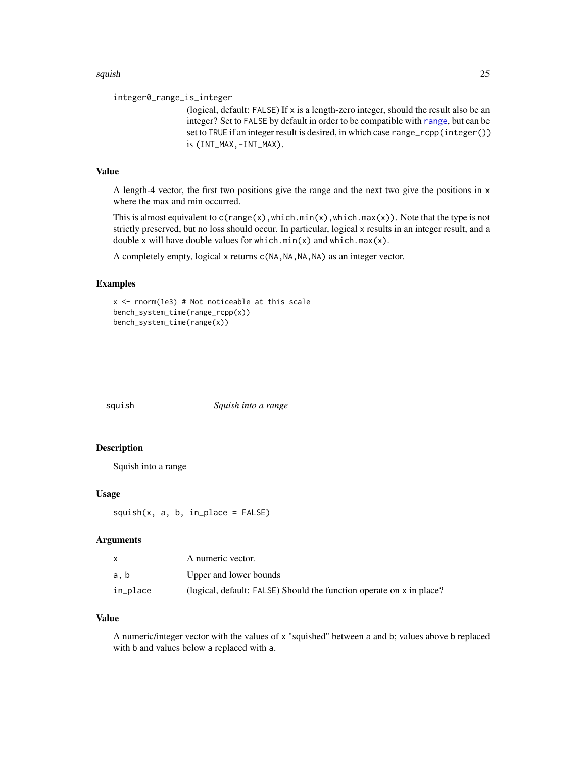`integer0_range_is_integer`
: (logical, default: `FALSE`) If `x` is a length-zero integer, should the result also be an integer? Set to `FALSE` by default in order to be compatible with `range`, but can be set to `TRUE` if an integer result is desired, in which case `range_rcpp(integer())` is `(INT_MAX,-INT_MAX)`.

### Value

A length-4 vector, the first two positions give the range and the next two give the positions in `x` where the max and min occurred.

This is almost equivalent to `c(range(x),which.min(x),which.max(x))`. Note that the type is not strictly preserved, but no loss should occur. In particular, logical `x` results in an integer result, and a double `x` will have double values for `which.min(x)` and `which.max(x)`.

A completely empty, logical `x` returns `c(NA,NA,NA,NA)` as an integer vector.

### Examples

```
x <- rnorm(1e3) # Not noticeable at this scale
bench_system_time(range_rcpp(x))
bench_system_time(range(x))
```

---

## squish — *Squish into a range*

### Description

Squish into a range

### Usage

```
squish(x, a, b, in_place = FALSE)
```

### Arguments

| | |
|---|---|
| `x` | A numeric vector. |
| `a, b` | Upper and lower bounds |
| `in_place` | (logical, default: `FALSE`) Should the function operate on `x` in place? |

### Value

A numeric/integer vector with the values of `x` "squished" between `a` and `b`; values above `b` replaced with `b` and values below `a` replaced with `a`.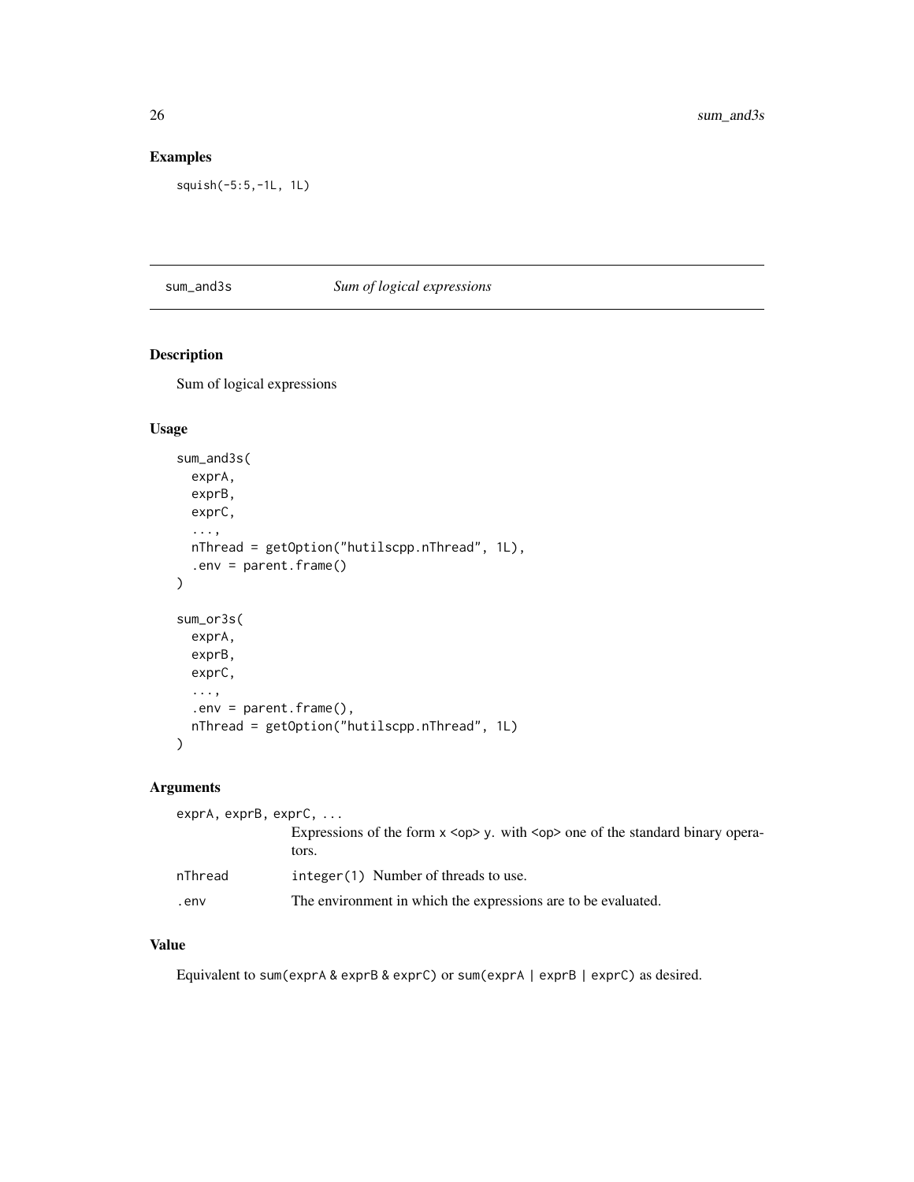## Examples

```
squish(-5:5,-1L, 1L)
```

---

`sum_and3s` *Sum of logical expressions*

---

### Description

Sum of logical expressions

### Usage

```
sum_and3s(
  exprA,
  exprB,
  exprC,
  ...,
  nThread = getOption("hutilscpp.nThread", 1L),
  .env = parent.frame()
)

sum_or3s(
  exprA,
  exprB,
  exprC,
  ...,
  .env = parent.frame(),
  nThread = getOption("hutilscpp.nThread", 1L)
)
```

### Arguments

| | |
|---|---|
| `exprA, exprB, exprC, ...` | Expressions of the form `x <op> y`. with `<op>` one of the standard binary operators. |
| `nThread` | `integer(1)` Number of threads to use. |
| `.env` | The environment in which the expressions are to be evaluated. |

### Value

Equivalent to `sum(exprA & exprB & exprC)` or `sum(exprA | exprB | exprC)` as desired.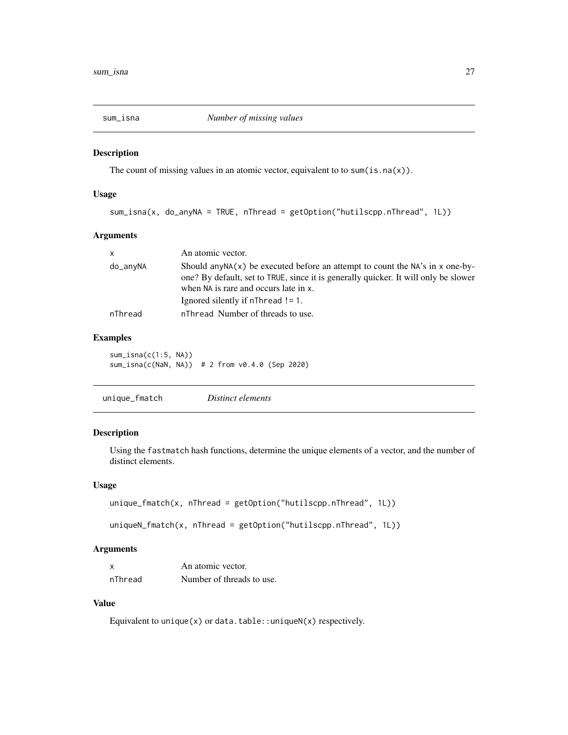## sum_isna — *Number of missing values*

### Description

The count of missing values in an atomic vector, equivalent to to `sum(is.na(x))`.

### Usage

```
sum_isna(x, do_anyNA = TRUE, nThread = getOption("hutilscpp.nThread", 1L))
```

### Arguments

| | |
|---|---|
| `x` | An atomic vector. |
| `do_anyNA` | Should `anyNA(x)` be executed before an attempt to count the `NA`'s in `x` one-by-one? By default, set to `TRUE`, since it is generally quicker. It will only be slower when `NA` is rare and occurs late in `x`. Ignored silently if `nThread != 1`. |
| `nThread` | `nThread` Number of threads to use. |

### Examples

```
sum_isna(c(1:5, NA))
sum_isna(c(NaN, NA))  # 2 from v0.4.0 (Sep 2020)
```

## unique_fmatch — *Distinct elements*

### Description

Using the `fastmatch` hash functions, determine the unique elements of a vector, and the number of distinct elements.

### Usage

```
unique_fmatch(x, nThread = getOption("hutilscpp.nThread", 1L))

uniqueN_fmatch(x, nThread = getOption("hutilscpp.nThread", 1L))
```

### Arguments

| | |
|---|---|
| `x` | An atomic vector. |
| `nThread` | Number of threads to use. |

### Value

Equivalent to `unique(x)` or `data.table::uniqueN(x)` respectively.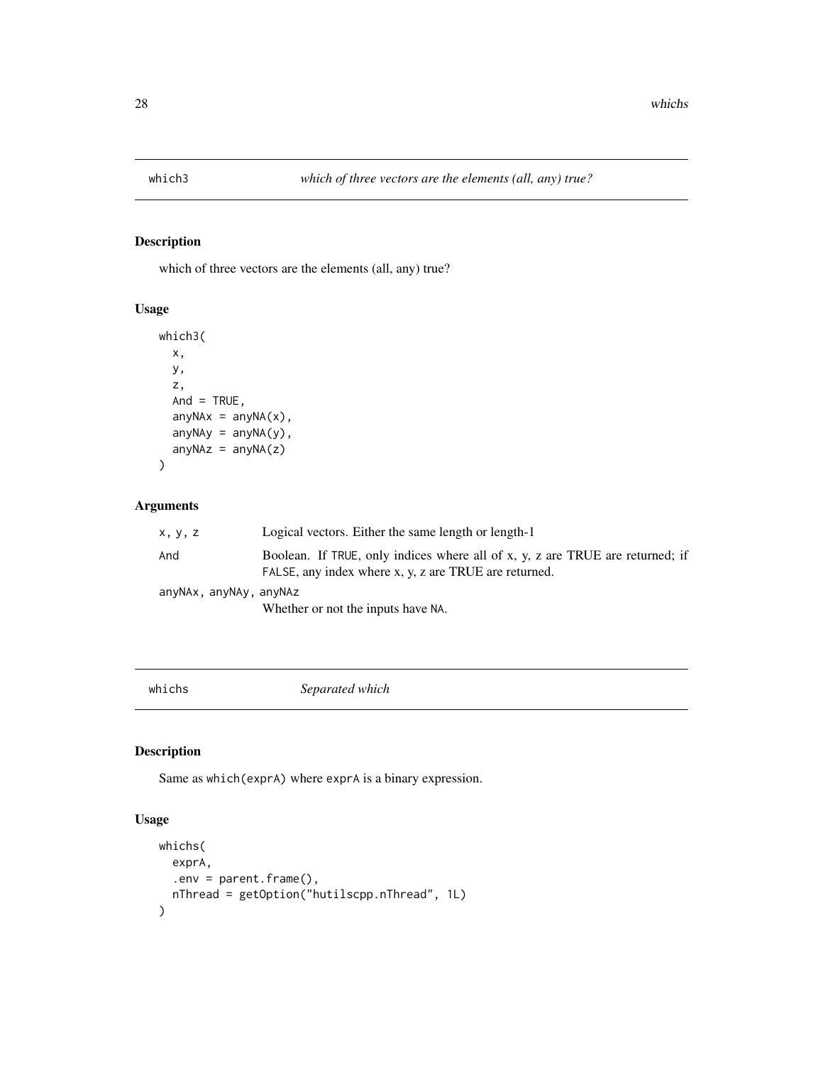## which3 *which of three vectors are the elements (all, any) true?*

### Description

which of three vectors are the elements (all, any) true?

### Usage

```
which3(
  x,
  y,
  z,
  And = TRUE,
  anyNAx = anyNA(x),
  anyNAy = anyNA(y),
  anyNAz = anyNA(z)
)
```

### Arguments

| | |
|---|---|
| x, y, z | Logical vectors. Either the same length or length-1 |
| And | Boolean. If TRUE, only indices where all of x, y, z are TRUE are returned; if FALSE, any index where x, y, z are TRUE are returned. |
| anyNAx, anyNAy, anyNAz | Whether or not the inputs have NA. |

## whichs *Separated which*

### Description

Same as `which(exprA)` where `exprA` is a binary expression.

### Usage

```
whichs(
  exprA,
  .env = parent.frame(),
  nThread = getOption("hutilscpp.nThread", 1L)
)
```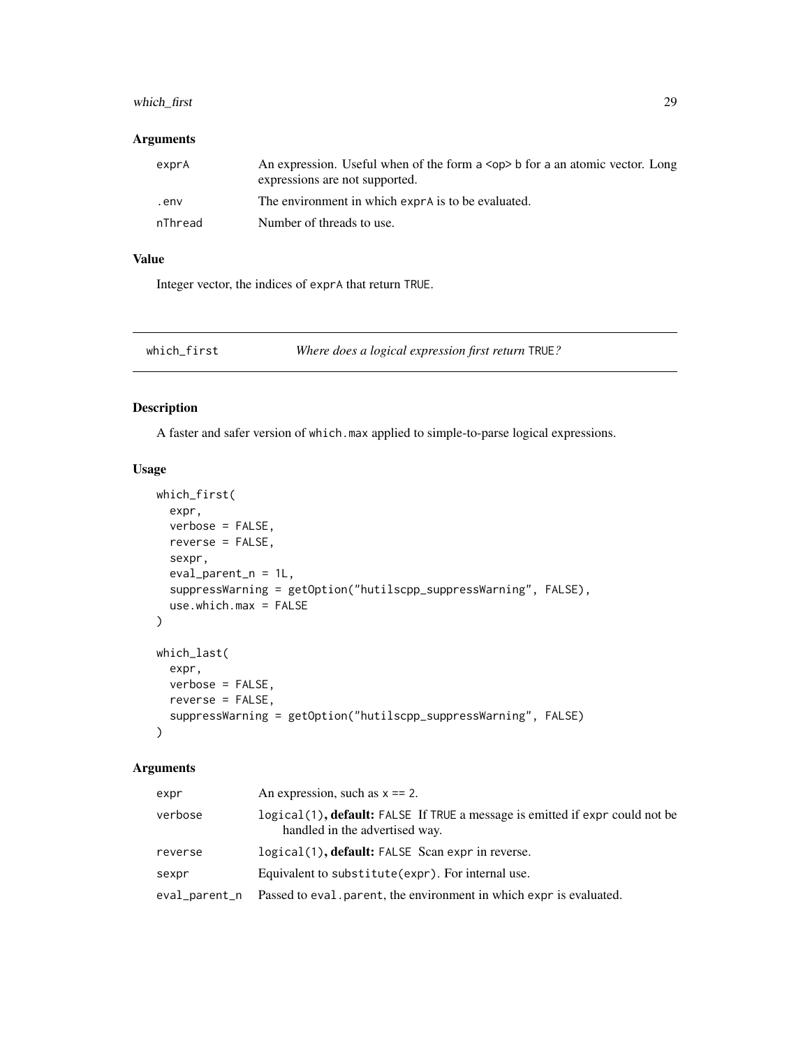### Arguments

| | |
|---|---|
| exprA | An expression. Useful when of the form a <op> b for a an atomic vector. Long expressions are not supported. |
| .env | The environment in which exprA is to be evaluated. |
| nThread | Number of threads to use. |

### Value

Integer vector, the indices of exprA that return TRUE.

---

## which_first — *Where does a logical expression first return* TRUE*?*

### Description

A faster and safer version of which.max applied to simple-to-parse logical expressions.

### Usage

```
which_first(
  expr,
  verbose = FALSE,
  reverse = FALSE,
  sexpr,
  eval_parent_n = 1L,
  suppressWarning = getOption("hutilscpp_suppressWarning", FALSE),
  use.which.max = FALSE
)

which_last(
  expr,
  verbose = FALSE,
  reverse = FALSE,
  suppressWarning = getOption("hutilscpp_suppressWarning", FALSE)
)
```

### Arguments

| | |
|---|---|
| expr | An expression, such as x == 2. |
| verbose | logical(1), **default:** FALSE If TRUE a message is emitted if expr could not be handled in the advertised way. |
| reverse | logical(1), **default:** FALSE Scan expr in reverse. |
| sexpr | Equivalent to substitute(expr). For internal use. |
| eval_parent_n | Passed to eval.parent, the environment in which expr is evaluated. |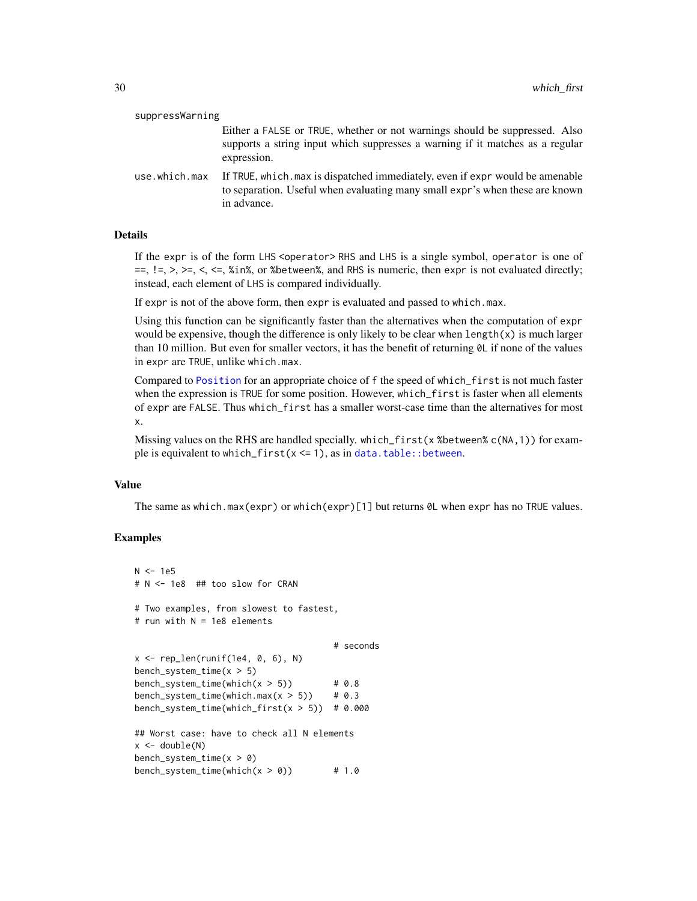suppressWarning
: Either a FALSE or TRUE, whether or not warnings should be suppressed. Also supports a string input which suppresses a warning if it matches as a regular expression.

use.which.max
: If TRUE, which.max is dispatched immediately, even if expr would be amenable to separation. Useful when evaluating many small expr's when these are known in advance.

## Details

If the expr is of the form LHS <operator> RHS and LHS is a single symbol, operator is one of ==, !=, >, >=, <, <=, %in%, or %between%, and RHS is numeric, then expr is not evaluated directly; instead, each element of LHS is compared individually.

If expr is not of the above form, then expr is evaluated and passed to which.max.

Using this function can be significantly faster than the alternatives when the computation of expr would be expensive, though the difference is only likely to be clear when length(x) is much larger than 10 million. But even for smaller vectors, it has the benefit of returning 0L if none of the values in expr are TRUE, unlike which.max.

Compared to Position for an appropriate choice of f the speed of which_first is not much faster when the expression is TRUE for some position. However, which_first is faster when all elements of expr are FALSE. Thus which_first has a smaller worst-case time than the alternatives for most x.

Missing values on the RHS are handled specially. which_first(x %between% c(NA,1)) for example is equivalent to which_first(x <= 1), as in data.table::between.

## Value

The same as which.max(expr) or which(expr)[1] but returns 0L when expr has no TRUE values.

## Examples

```
N <- 1e5
# N <- 1e8  ## too slow for CRAN

# Two examples, from slowest to fastest,
# run with N = 1e8 elements

                                        # seconds
x <- rep_len(runif(1e4, 0, 6), N)
bench_system_time(x > 5)
bench_system_time(which(x > 5))        # 0.8
bench_system_time(which.max(x > 5))    # 0.3
bench_system_time(which_first(x > 5))  # 0.000

## Worst case: have to check all N elements
x <- double(N)
bench_system_time(x > 0)
bench_system_time(which(x > 0))        # 1.0
```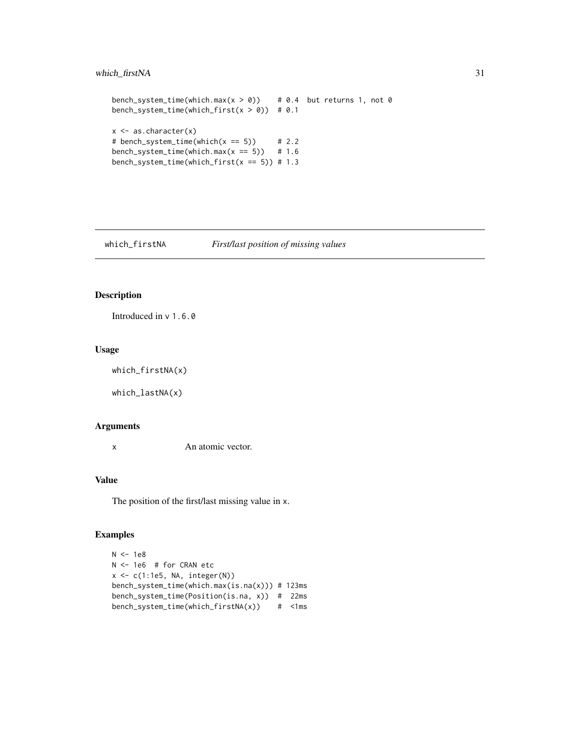```
bench_system_time(which.max(x > 0))    # 0.4  but returns 1, not 0
bench_system_time(which_first(x > 0))  # 0.1

x <- as.character(x)
# bench_system_time(which(x == 5))     # 2.2
bench_system_time(which.max(x == 5))   # 1.6
bench_system_time(which_first(x == 5)) # 1.3
```

## which_firstNA *First/last position of missing values*

### Description

Introduced in v 1.6.0

### Usage

```
which_firstNA(x)

which_lastNA(x)
```

### Arguments

x	An atomic vector.

### Value

The position of the first/last missing value in x.

### Examples

```
N <- 1e8
N <- 1e6  # for CRAN etc
x <- c(1:1e5, NA, integer(N))
bench_system_time(which.max(is.na(x))) # 123ms
bench_system_time(Position(is.na, x))  #  22ms
bench_system_time(which_firstNA(x))    #  <1ms
```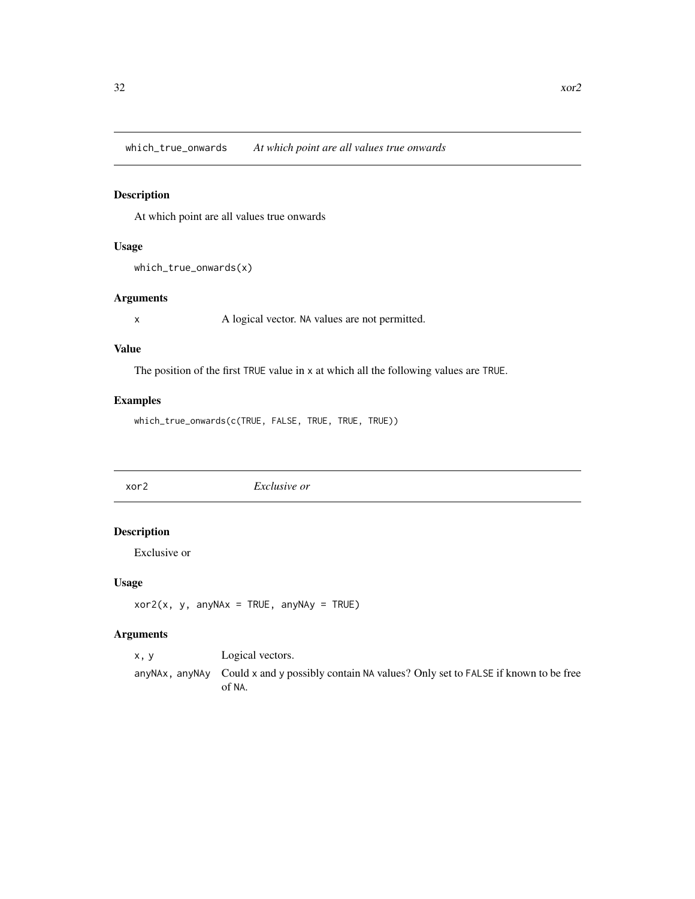## which_true_onwards — *At which point are all values true onwards*

### Description

At which point are all values true onwards

### Usage

```
which_true_onwards(x)
```

### Arguments

| | |
|---|---|
| x | A logical vector. NA values are not permitted. |

### Value

The position of the first TRUE value in x at which all the following values are TRUE.

### Examples

```
which_true_onwards(c(TRUE, FALSE, TRUE, TRUE, TRUE))
```

## xor2 — *Exclusive or*

### Description

Exclusive or

### Usage

```
xor2(x, y, anyNAx = TRUE, anyNAy = TRUE)
```

### Arguments

| | |
|---|---|
| x, y | Logical vectors. |
| anyNAx, anyNAy | Could x and y possibly contain NA values? Only set to FALSE if known to be free of NA. |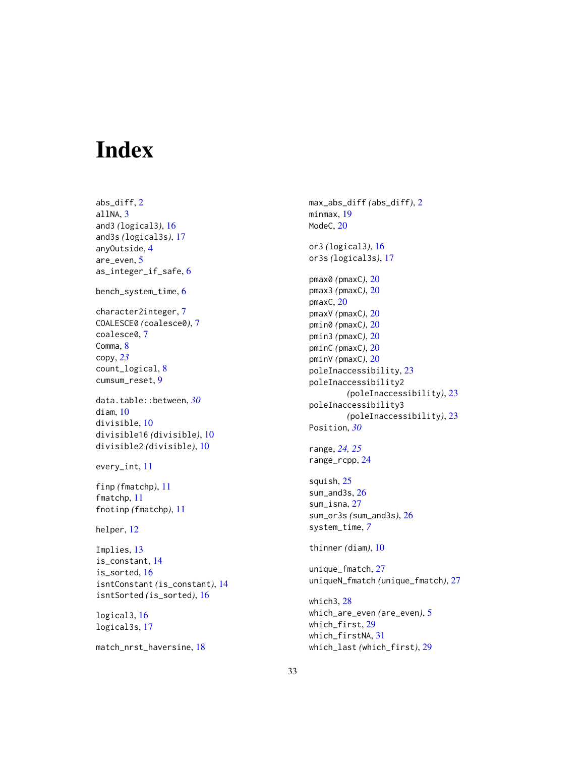# Index

abs_diff, 2
allNA, 3
and3 *(logical3)*, 16
and3s *(logical3s)*, 17
anyOutside, 4
are_even, 5
as_integer_if_safe, 6

bench_system_time, 6

character2integer, 7
COALESCE0 *(coalesce0)*, 7
coalesce0, 7
Comma, 8
copy, *23*
count_logical, 8
cumsum_reset, 9

data.table::between, *30*
diam, 10
divisible, 10
divisible16 *(divisible)*, 10
divisible2 *(divisible)*, 10

every_int, 11

finp *(fmatchp)*, 11
fmatchp, 11
fnotinp *(fmatchp)*, 11

helper, 12

Implies, 13
is_constant, 14
is_sorted, 16
isntConstant *(is_constant)*, 14
isntSorted *(is_sorted)*, 16

logical3, 16
logical3s, 17

match_nrst_haversine, 18

max_abs_diff *(abs_diff)*, 2
minmax, 19
ModeC, 20

or3 *(logical3)*, 16
or3s *(logical3s)*, 17

pmax0 *(pmaxC)*, 20
pmax3 *(pmaxC)*, 20
pmaxC, 20
pmaxV *(pmaxC)*, 20
pmin0 *(pmaxC)*, 20
pmin3 *(pmaxC)*, 20
pminC *(pmaxC)*, 20
pminV *(pmaxC)*, 20
poleInaccessibility, 23
poleInaccessibility2 *(poleInaccessibility)*, 23
poleInaccessibility3 *(poleInaccessibility)*, 23
Position, *30*

range, *24, 25*
range_rcpp, 24

squish, 25
sum_and3s, 26
sum_isna, 27
sum_or3s *(sum_and3s)*, 26
system_time, *7*

thinner *(diam)*, 10

unique_fmatch, 27
uniqueN_fmatch *(unique_fmatch)*, 27

which3, 28
which_are_even *(are_even)*, 5
which_first, 29
which_firstNA, 31
which_last *(which_first)*, 29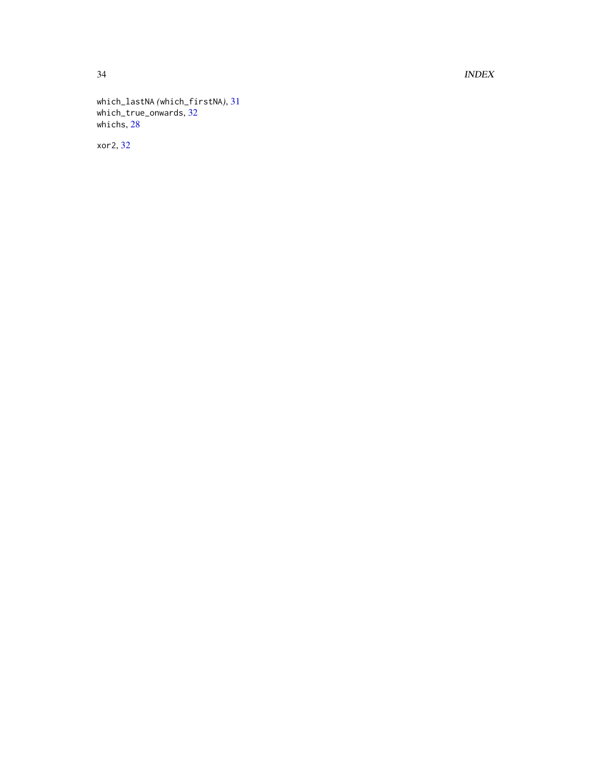which_lastNA (which_firstNA), 31
which_true_onwards, 32
whichs, 28

xor2, 32